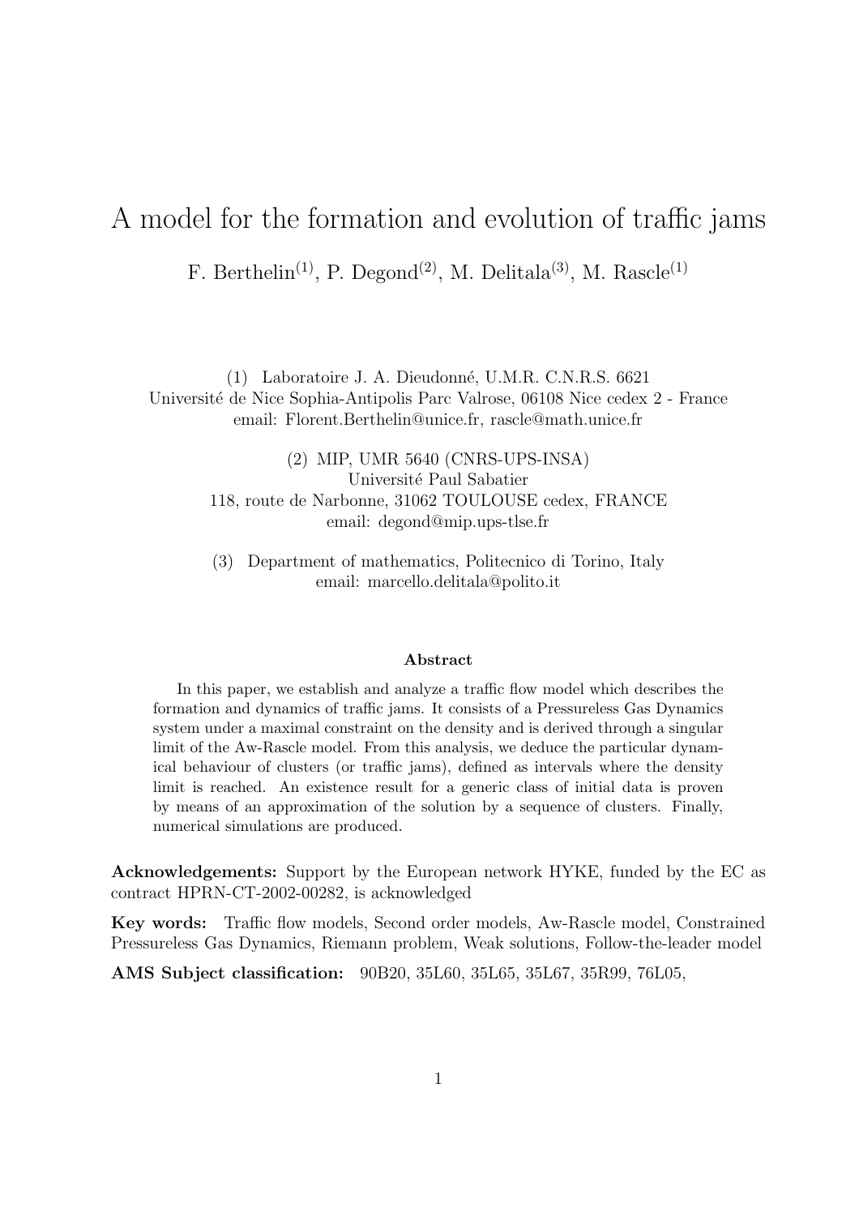# A model for the formation and evolution of traffic jams

F. Berthelin[(1)], P. Degond[(2)], M. Delitala[(3)], M. Rascle[(1)]

(1) Laboratoire J. A. Dieudonné, U.M.R. C.N.R.S. 6621  
Université de Nice Sophia-Antipolis Parc Valrose, 06108 Nice cedex 2 - France  
email: Florent.Berthelin@unice.fr, rascle@math.unice.fr

(2) MIP, UMR 5640 (CNRS-UPS-INSA)  
Université Paul Sabatier  
118, route de Narbonne, 31062 TOULOUSE cedex, FRANCE  
email: degond@mip.ups-tlse.fr

(3) Department of mathematics, Politecnico di Torino, Italy  
email: marcello.delitala@polito.it

**Abstract**

In this paper, we establish and analyze a traffic flow model which describes the formation and dynamics of traffic jams. It consists of a Pressureless Gas Dynamics system under a maximal constraint on the density and is derived through a singular limit of the Aw-Rascle model. From this analysis, we deduce the particular dynamical behaviour of clusters (or traffic jams), defined as intervals where the density limit is reached. An existence result for a generic class of initial data is proven by means of an approximation of the solution by a sequence of clusters. Finally, numerical simulations are produced.

**Acknowledgements:** Support by the European network HYKE, funded by the EC as contract HPRN-CT-2002-00282, is acknowledged

**Key words:** Traffic flow models, Second order models, Aw-Rascle model, Constrained Pressureless Gas Dynamics, Riemann problem, Weak solutions, Follow-the-leader model

**AMS Subject classification:** 90B20, 35L60, 35L65, 35L67, 35R99, 76L05,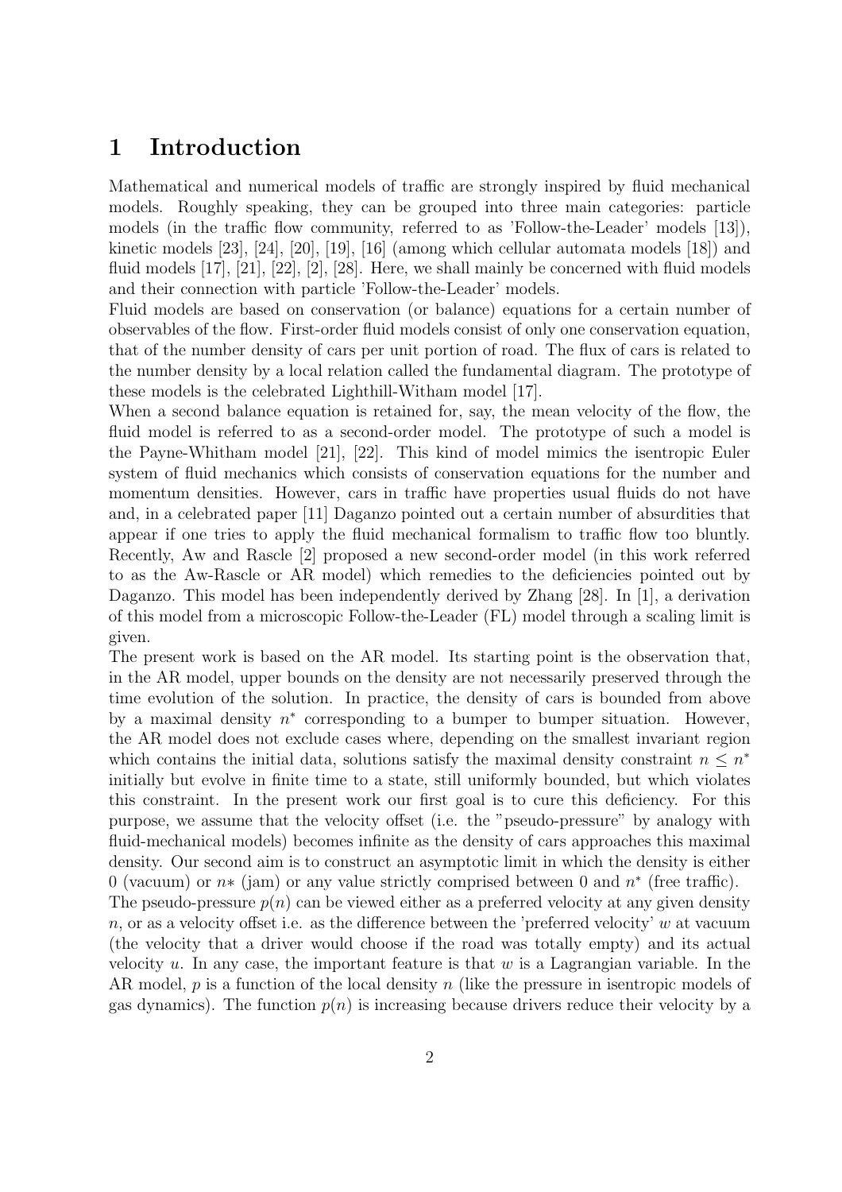# 1 Introduction

Mathematical and numerical models of traffic are strongly inspired by fluid mechanical models. Roughly speaking, they can be grouped into three main categories: particle models (in the traffic flow community, referred to as 'Follow-the-Leader' models [13]), kinetic models [23], [24], [20], [19], [16] (among which cellular automata models [18]) and fluid models [17], [21], [22], [2], [28]. Here, we shall mainly be concerned with fluid models and their connection with particle 'Follow-the-Leader' models.

Fluid models are based on conservation (or balance) equations for a certain number of observables of the flow. First-order fluid models consist of only one conservation equation, that of the number density of cars per unit portion of road. The flux of cars is related to the number density by a local relation called the fundamental diagram. The prototype of these models is the celebrated Lighthill-Witham model [17].

When a second balance equation is retained for, say, the mean velocity of the flow, the fluid model is referred to as a second-order model. The prototype of such a model is the Payne-Whitham model [21], [22]. This kind of model mimics the isentropic Euler system of fluid mechanics which consists of conservation equations for the number and momentum densities. However, cars in traffic have properties usual fluids do not have and, in a celebrated paper [11] Daganzo pointed out a certain number of absurdities that appear if one tries to apply the fluid mechanical formalism to traffic flow too bluntly. Recently, Aw and Rascle [2] proposed a new second-order model (in this work referred to as the Aw-Rascle or AR model) which remedies to the deficiencies pointed out by Daganzo. This model has been independently derived by Zhang [28]. In [1], a derivation of this model from a microscopic Follow-the-Leader (FL) model through a scaling limit is given.

The present work is based on the AR model. Its starting point is the observation that, in the AR model, upper bounds on the density are not necessarily preserved through the time evolution of the solution. In practice, the density of cars is bounded from above by a maximal density $n^*$ corresponding to a bumper to bumper situation. However, the AR model does not exclude cases where, depending on the smallest invariant region which contains the initial data, solutions satisfy the maximal density constraint $n \leq n^*$ initially but evolve in finite time to a state, still uniformly bounded, but which violates this constraint. In the present work our first goal is to cure this deficiency. For this purpose, we assume that the velocity offset (i.e. the "pseudo-pressure" by analogy with fluid-mechanical models) becomes infinite as the density of cars approaches this maximal density. Our second aim is to construct an asymptotic limit in which the density is either 0 (vacuum) or $n*$ (jam) or any value strictly comprised between 0 and $n^*$ (free traffic).

The pseudo-pressure $p(n)$ can be viewed either as a preferred velocity at any given density $n$, or as a velocity offset i.e. as the difference between the 'preferred velocity' $w$ at vacuum (the velocity that a driver would choose if the road was totally empty) and its actual velocity $u$. In any case, the important feature is that $w$ is a Lagrangian variable. In the AR model, $p$ is a function of the local density $n$ (like the pressure in isentropic models of gas dynamics). The function $p(n)$ is increasing because drivers reduce their velocity by a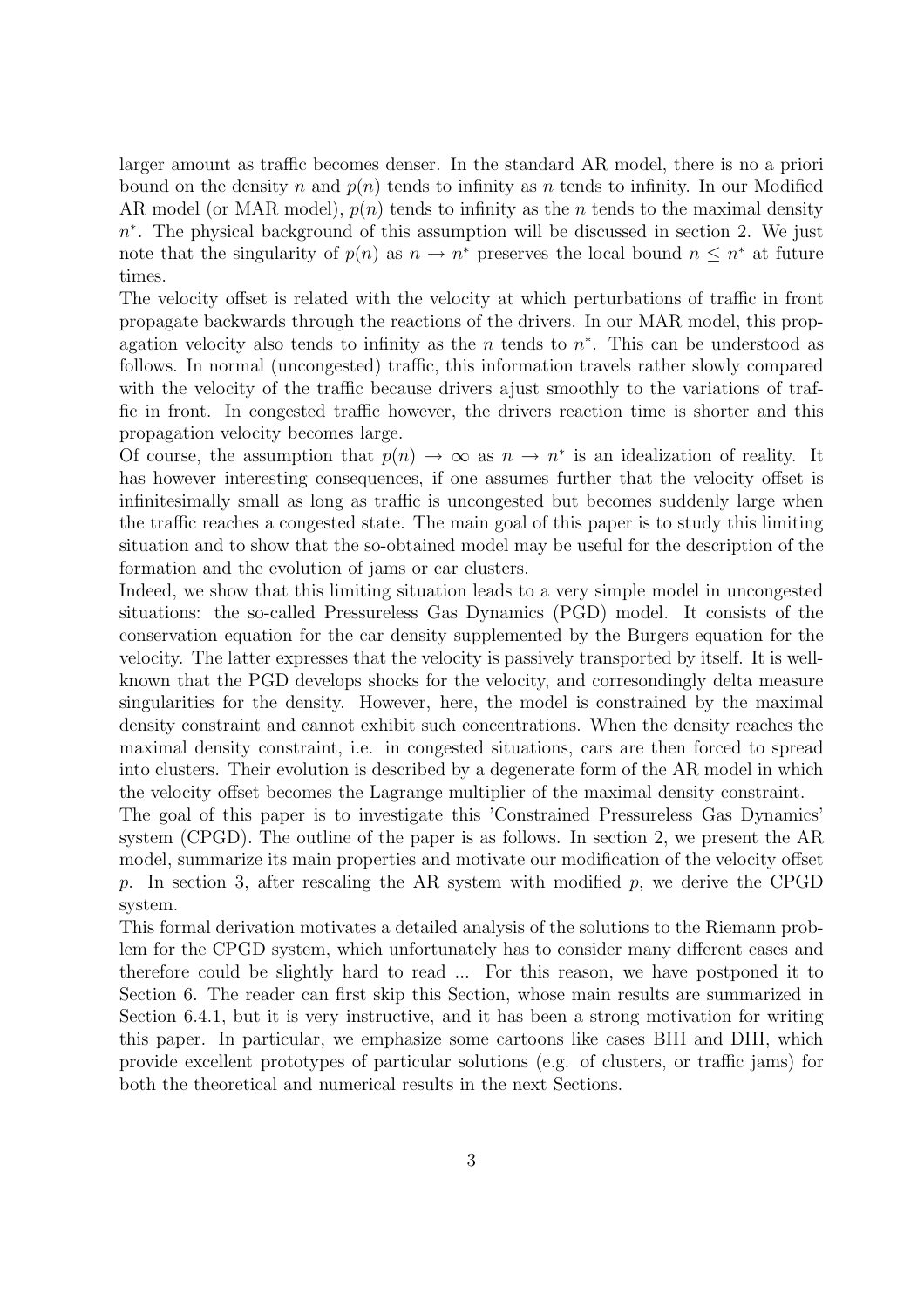larger amount as traffic becomes denser. In the standard AR model, there is no a priori bound on the density $n$ and $p(n)$ tends to infinity as $n$ tends to infinity. In our Modified AR model (or MAR model), $p(n)$ tends to infinity as the $n$ tends to the maximal density $n^*$. The physical background of this assumption will be discussed in section 2. We just note that the singularity of $p(n)$ as $n \to n^*$ preserves the local bound $n \leq n^*$ at future times.

The velocity offset is related with the velocity at which perturbations of traffic in front propagate backwards through the reactions of the drivers. In our MAR model, this propagation velocity also tends to infinity as the $n$ tends to $n^*$. This can be understood as follows. In normal (uncongested) traffic, this information travels rather slowly compared with the velocity of the traffic because drivers ajust smoothly to the variations of traffic in front. In congested traffic however, the drivers reaction time is shorter and this propagation velocity becomes large.

Of course, the assumption that $p(n) \to \infty$ as $n \to n^*$ is an idealization of reality. It has however interesting consequences, if one assumes further that the velocity offset is infinitesimally small as long as traffic is uncongested but becomes suddenly large when the traffic reaches a congested state. The main goal of this paper is to study this limiting situation and to show that the so-obtained model may be useful for the description of the formation and the evolution of jams or car clusters.

Indeed, we show that this limiting situation leads to a very simple model in uncongested situations: the so-called Pressureless Gas Dynamics (PGD) model. It consists of the conservation equation for the car density supplemented by the Burgers equation for the velocity. The latter expresses that the velocity is passively transported by itself. It is well-known that the PGD develops shocks for the velocity, and corresondingly delta measure singularities for the density. However, here, the model is constrained by the maximal density constraint and cannot exhibit such concentrations. When the density reaches the maximal density constraint, i.e. in congested situations, cars are then forced to spread into clusters. Their evolution is described by a degenerate form of the AR model in which the velocity offset becomes the Lagrange multiplier of the maximal density constraint.

The goal of this paper is to investigate this 'Constrained Pressureless Gas Dynamics' system (CPGD). The outline of the paper is as follows. In section 2, we present the AR model, summarize its main properties and motivate our modification of the velocity offset $p$. In section 3, after rescaling the AR system with modified $p$, we derive the CPGD system.

This formal derivation motivates a detailed analysis of the solutions to the Riemann problem for the CPGD system, which unfortunately has to consider many different cases and therefore could be slightly hard to read ... For this reason, we have postponed it to Section 6. The reader can first skip this Section, whose main results are summarized in Section 6.4.1, but it is very instructive, and it has been a strong motivation for writing this paper. In particular, we emphasize some cartoons like cases BIII and DIII, which provide excellent prototypes of particular solutions (e.g. of clusters, or traffic jams) for both the theoretical and numerical results in the next Sections.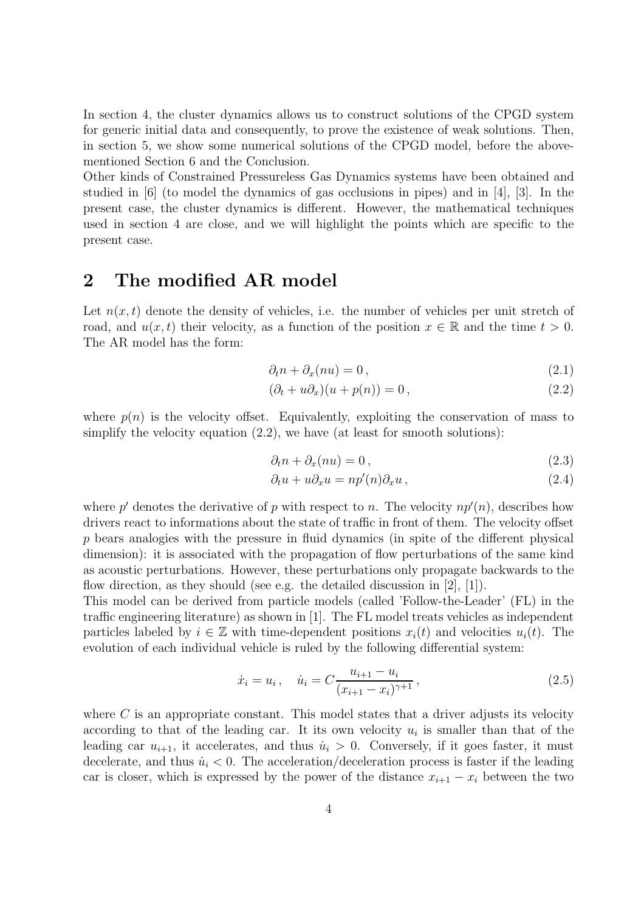In section 4, the cluster dynamics allows us to construct solutions of the CPGD system for generic initial data and consequently, to prove the existence of weak solutions. Then, in section 5, we show some numerical solutions of the CPGD model, before the above-mentioned Section 6 and the Conclusion.

Other kinds of Constrained Pressureless Gas Dynamics systems have been obtained and studied in [6] (to model the dynamics of gas occlusions in pipes) and in [4], [3]. In the present case, the cluster dynamics is different. However, the mathematical techniques used in section 4 are close, and we will highlight the points which are specific to the present case.

## 2 The modified AR model

Let $n(x,t)$ denote the density of vehicles, i.e. the number of vehicles per unit stretch of road, and $u(x,t)$ their velocity, as a function of the position $x \in \mathbb{R}$ and the time $t > 0$. The AR model has the form:

$$\partial_t n + \partial_x (nu) = 0\,, \tag{2.1}$$

$$(\partial_t + u\partial_x)(u + p(n)) = 0\,, \tag{2.2}$$

where $p(n)$ is the velocity offset. Equivalently, exploiting the conservation of mass to simplify the velocity equation (2.2), we have (at least for smooth solutions):

$$\partial_t n + \partial_x (nu) = 0\,, \tag{2.3}$$

$$\partial_t u + u\partial_x u = np'(n)\partial_x u\,, \tag{2.4}$$

where $p'$ denotes the derivative of $p$ with respect to $n$. The velocity $np'(n)$, describes how drivers react to informations about the state of traffic in front of them. The velocity offset $p$ bears analogies with the pressure in fluid dynamics (in spite of the different physical dimension): it is associated with the propagation of flow perturbations of the same kind as acoustic perturbations. However, these perturbations only propagate backwards to the flow direction, as they should (see e.g. the detailed discussion in [2], [1]).

This model can be derived from particle models (called 'Follow-the-Leader' (FL) in the traffic engineering literature) as shown in [1]. The FL model treats vehicles as independent particles labeled by $i \in \mathbb{Z}$ with time-dependent positions $x_i(t)$ and velocities $u_i(t)$. The evolution of each individual vehicle is ruled by the following differential system:

$$\dot{x}_i = u_i\,, \quad \dot{u}_i = C\frac{u_{i+1} - u_i}{(x_{i+1} - x_i)^{\gamma+1}}\,, \tag{2.5}$$

where $C$ is an appropriate constant. This model states that a driver adjusts its velocity according to that of the leading car. It its own velocity $u_i$ is smaller than that of the leading car $u_{i+1}$, it accelerates, and thus $\dot{u}_i > 0$. Conversely, if it goes faster, it must decelerate, and thus $\dot{u}_i < 0$. The acceleration/deceleration process is faster if the leading car is closer, which is expressed by the power of the distance $x_{i+1} - x_i$ between the two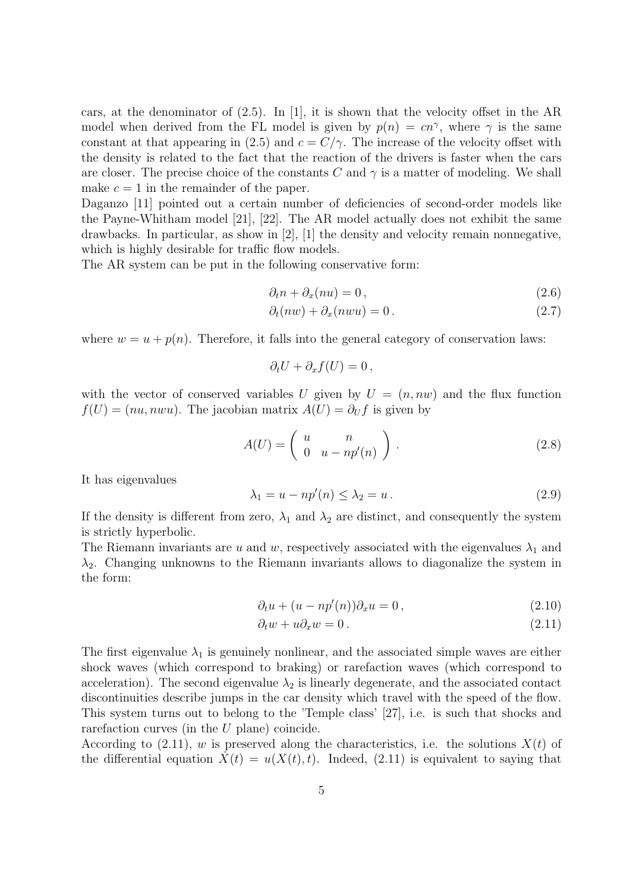cars, at the denominator of (2.5). In [1], it is shown that the velocity offset in the AR model when derived from the FL model is given by $p(n) = cn^\gamma$, where $\gamma$ is the same constant at that appearing in (2.5) and $c = C/\gamma$. The increase of the velocity offset with the density is related to the fact that the reaction of the drivers is faster when the cars are closer. The precise choice of the constants $C$ and $\gamma$ is a matter of modeling. We shall make $c = 1$ in the remainder of the paper.
Daganzo [11] pointed out a certain number of deficiencies of second-order models like the Payne-Whitham model [21], [22]. The AR model actually does not exhibit the same drawbacks. In particular, as show in [2], [1] the density and velocity remain nonnegative, which is highly desirable for traffic flow models.
The AR system can be put in the following conservative form:

$$\partial_t n + \partial_x (nu) = 0 \,, \tag{2.6}$$

$$\partial_t (nw) + \partial_x (nwu) = 0 \,. \tag{2.7}$$

where $w = u + p(n)$. Therefore, it falls into the general category of conservation laws:

$$\partial_t U + \partial_x f(U) = 0 \,,$$

with the vector of conserved variables $U$ given by $U = (n, nw)$ and the flux function $f(U) = (nu, nwu)$. The jacobian matrix $A(U) = \partial_U f$ is given by

$$A(U) = \begin{pmatrix} u & n \\ 0 & u - np'(n) \end{pmatrix} . \tag{2.8}$$

It has eigenvalues

$$\lambda_1 = u - np'(n) \leq \lambda_2 = u \,. \tag{2.9}$$

If the density is different from zero, $\lambda_1$ and $\lambda_2$ are distinct, and consequently the system is strictly hyperbolic.
The Riemann invariants are $u$ and $w$, respectively associated with the eigenvalues $\lambda_1$ and $\lambda_2$. Changing unknowns to the Riemann invariants allows to diagonalize the system in the form:

$$\partial_t u + (u - np'(n)) \partial_x u = 0 \,, \tag{2.10}$$

$$\partial_t w + u \partial_x w = 0 \,. \tag{2.11}$$

The first eigenvalue $\lambda_1$ is genuinely nonlinear, and the associated simple waves are either shock waves (which correspond to braking) or rarefaction waves (which correspond to acceleration). The second eigenvalue $\lambda_2$ is linearly degenerate, and the associated contact discontinuities describe jumps in the car density which travel with the speed of the flow. This system turns out to belong to the 'Temple class' [27], i.e. is such that shocks and rarefaction curves (in the $U$ plane) coincide.
According to (2.11), $w$ is preserved along the characteristics, i.e. the solutions $X(t)$ of the differential equation $\dot{X}(t) = u(X(t), t)$. Indeed, (2.11) is equivalent to saying that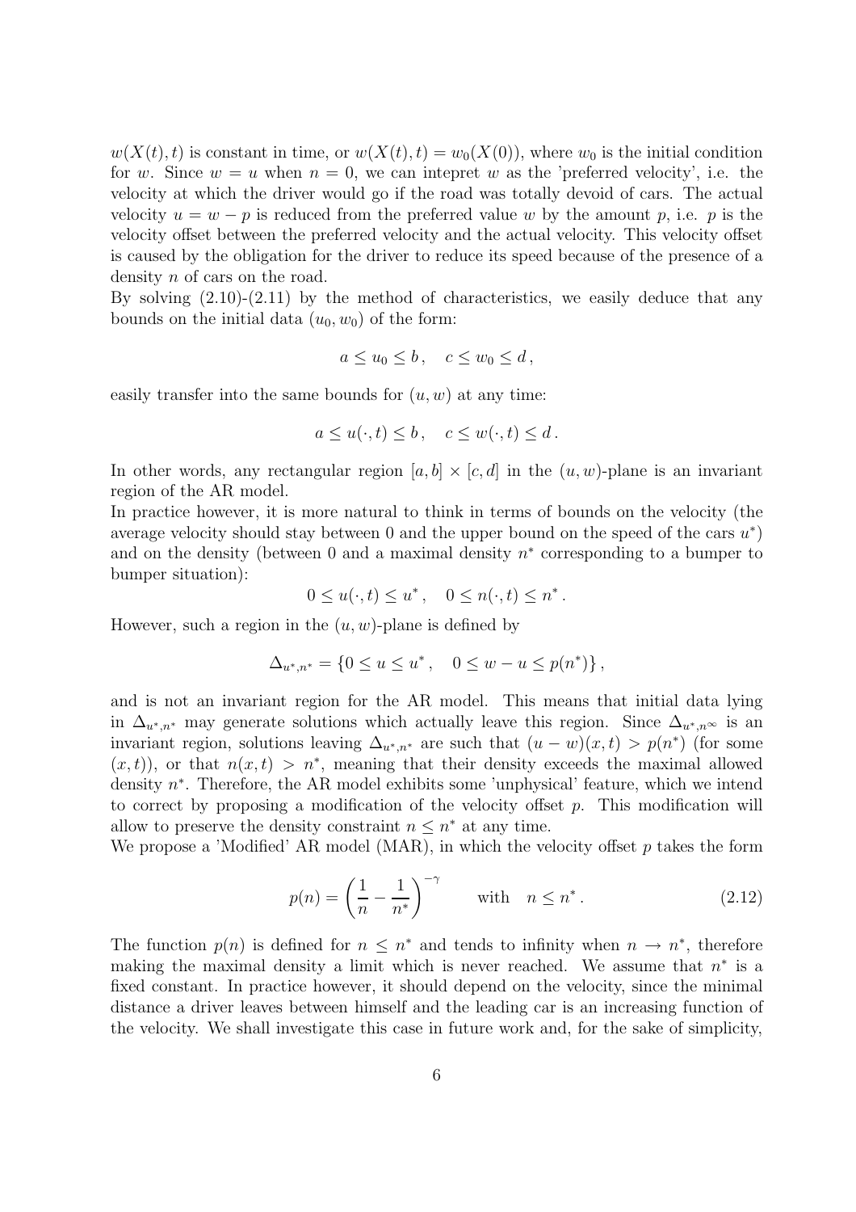$w(X(t), t)$ is constant in time, or $w(X(t), t) = w_0(X(0))$, where $w_0$ is the initial condition for $w$. Since $w = u$ when $n = 0$, we can intepret $w$ as the 'preferred velocity', i.e. the velocity at which the driver would go if the road was totally devoid of cars. The actual velocity $u = w - p$ is reduced from the preferred value $w$ by the amount $p$, i.e. $p$ is the velocity offset between the preferred velocity and the actual velocity. This velocity offset is caused by the obligation for the driver to reduce its speed because of the presence of a density $n$ of cars on the road.

By solving (2.10)-(2.11) by the method of characteristics, we easily deduce that any bounds on the initial data $(u_0, w_0)$ of the form:

$$a \leq u_0 \leq b \,, \quad c \leq w_0 \leq d \,,$$

easily transfer into the same bounds for $(u, w)$ at any time:

$$a \leq u(\cdot, t) \leq b \,, \quad c \leq w(\cdot, t) \leq d \,.$$

In other words, any rectangular region $[a, b] \times [c, d]$ in the $(u, w)$-plane is an invariant region of the AR model.

In practice however, it is more natural to think in terms of bounds on the velocity (the average velocity should stay between 0 and the upper bound on the speed of the cars $u^*$) and on the density (between 0 and a maximal density $n^*$ corresponding to a bumper to bumper situation):

$$0 \leq u(\cdot, t) \leq u^* \,, \quad 0 \leq n(\cdot, t) \leq n^* \,.$$

However, such a region in the $(u, w)$-plane is defined by

$$\Delta_{u^*, n^*} = \{0 \leq u \leq u^* \,, \quad 0 \leq w - u \leq p(n^*)\} \,,$$

and is not an invariant region for the AR model. This means that initial data lying in $\Delta_{u^*, n^*}$ may generate solutions which actually leave this region. Since $\Delta_{u^*, n^\infty}$ is an invariant region, solutions leaving $\Delta_{u^*, n^*}$ are such that $(u - w)(x, t) > p(n^*)$ (for some $(x, t)$), or that $n(x, t) > n^*$, meaning that their density exceeds the maximal allowed density $n^*$. Therefore, the AR model exhibits some 'unphysical' feature, which we intend to correct by proposing a modification of the velocity offset $p$. This modification will allow to preserve the density constraint $n \leq n^*$ at any time.

We propose a 'Modified' AR model (MAR), in which the velocity offset $p$ takes the form

$$p(n) = \left( \frac{1}{n} - \frac{1}{n^*} \right)^{-\gamma} \qquad \text{with} \quad n \leq n^* \,. \tag{2.12}$$

The function $p(n)$ is defined for $n \leq n^*$ and tends to infinity when $n \to n^*$, therefore making the maximal density a limit which is never reached. We assume that $n^*$ is a fixed constant. In practice however, it should depend on the velocity, since the minimal distance a driver leaves between himself and the leading car is an increasing function of the velocity. We shall investigate this case in future work and, for the sake of simplicity,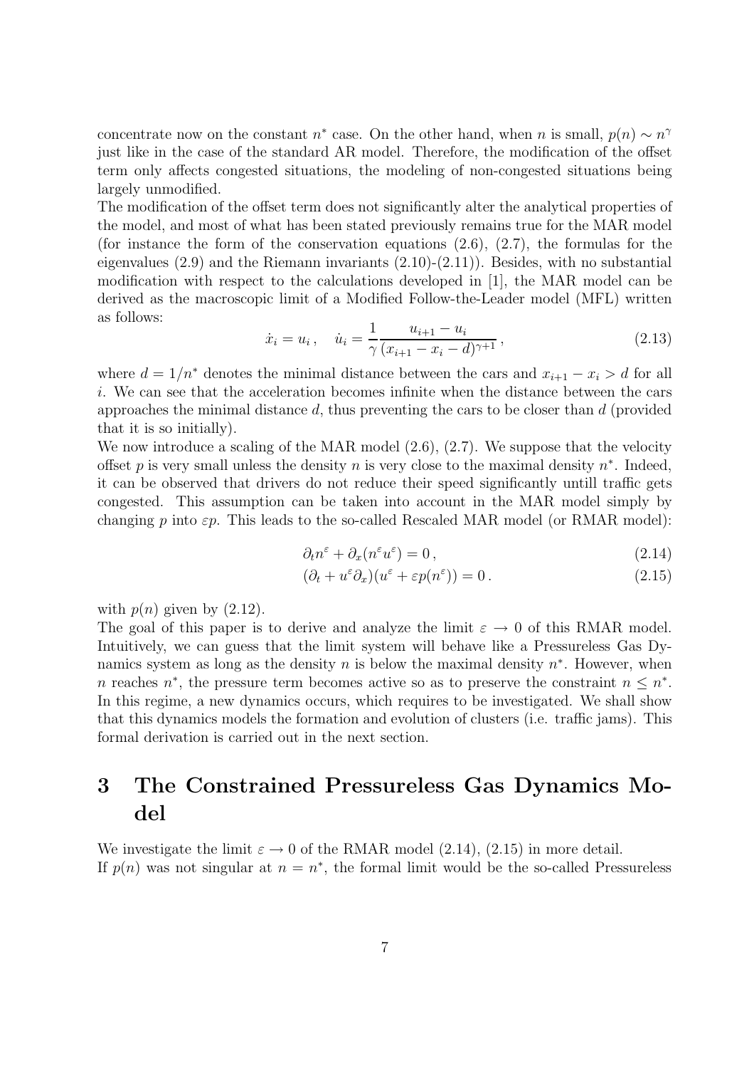concentrate now on the constant $n^*$ case. On the other hand, when $n$ is small, $p(n) \sim n^\gamma$ just like in the case of the standard AR model. Therefore, the modification of the offset term only affects congested situations, the modeling of non-congested situations being largely unmodified.

The modification of the offset term does not significantly alter the analytical properties of the model, and most of what has been stated previously remains true for the MAR model (for instance the form of the conservation equations (2.6), (2.7), the formulas for the eigenvalues (2.9) and the Riemann invariants (2.10)-(2.11)). Besides, with no substantial modification with respect to the calculations developed in [1], the MAR model can be derived as the macroscopic limit of a Modified Follow-the-Leader model (MFL) written as follows:

$$\dot{x}_i = u_i \,, \quad \dot{u}_i = \frac{1}{\gamma} \frac{u_{i+1} - u_i}{(x_{i+1} - x_i - d)^{\gamma+1}} \,, \tag{2.13}$$

where $d = 1/n^*$ denotes the minimal distance between the cars and $x_{i+1} - x_i > d$ for all $i$. We can see that the acceleration becomes infinite when the distance between the cars approaches the minimal distance $d$, thus preventing the cars to be closer than $d$ (provided that it is so initially).

We now introduce a scaling of the MAR model (2.6), (2.7). We suppose that the velocity offset $p$ is very small unless the density $n$ is very close to the maximal density $n^*$. Indeed, it can be observed that drivers do not reduce their speed significantly untill traffic gets congested. This assumption can be taken into account in the MAR model simply by changing $p$ into $\varepsilon p$. This leads to the so-called Rescaled MAR model (or RMAR model):

$$\partial_t n^\varepsilon + \partial_x (n^\varepsilon u^\varepsilon) = 0 \,, \tag{2.14}$$

$$(\partial_t + u^\varepsilon \partial_x)(u^\varepsilon + \varepsilon p(n^\varepsilon)) = 0 \,. \tag{2.15}$$

with $p(n)$ given by (2.12).

The goal of this paper is to derive and analyze the limit $\varepsilon \to 0$ of this RMAR model. Intuitively, we can guess that the limit system will behave like a Pressureless Gas Dynamics system as long as the density $n$ is below the maximal density $n^*$. However, when $n$ reaches $n^*$, the pressure term becomes active so as to preserve the constraint $n \leq n^*$. In this regime, a new dynamics occurs, which requires to be investigated. We shall show that this dynamics models the formation and evolution of clusters (i.e. traffic jams). This formal derivation is carried out in the next section.

# 3 The Constrained Pressureless Gas Dynamics Model

We investigate the limit $\varepsilon \to 0$ of the RMAR model (2.14), (2.15) in more detail.

If $p(n)$ was not singular at $n = n^*$, the formal limit would be the so-called Pressureless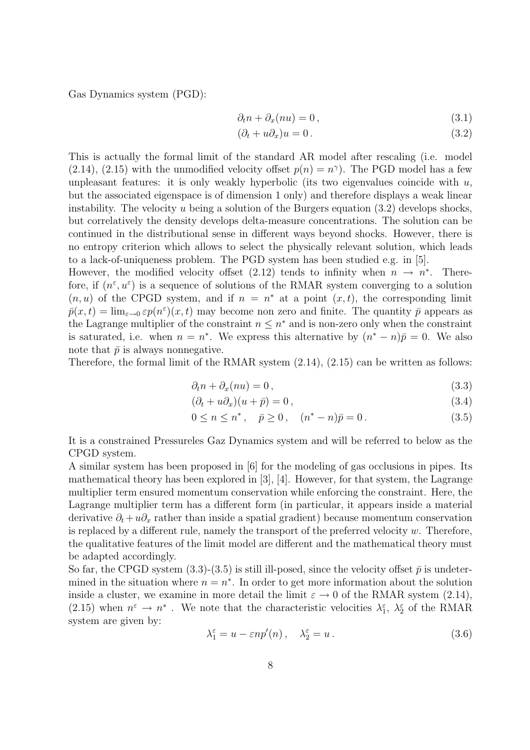Gas Dynamics system (PGD):

$$\partial_t n + \partial_x (nu) = 0\,, \tag{3.1}$$

$$(\partial_t + u\partial_x) u = 0\,. \tag{3.2}$$

This is actually the formal limit of the standard AR model after rescaling (i.e. model (2.14), (2.15) with the unmodified velocity offset $p(n) = n^\gamma$). The PGD model has a few unpleasant features: it is only weakly hyperbolic (its two eigenvalues coincide with $u$, but the associated eigenspace is of dimension 1 only) and therefore displays a weak linear instability. The velocity $u$ being a solution of the Burgers equation (3.2) develops shocks, but correlatively the density develops delta-measure concentrations. The solution can be continued in the distributional sense in different ways beyond shocks. However, there is no entropy criterion which allows to select the physically relevant solution, which leads to a lack-of-uniqueness problem. The PGD system has been studied e.g. in [5].

However, the modified velocity offset (2.12) tends to infinity when $n \to n^*$. Therefore, if $(n^\varepsilon, u^\varepsilon)$ is a sequence of solutions of the RMAR system converging to a solution $(n, u)$ of the CPGD system, and if $n = n^*$ at a point $(x, t)$, the corresponding limit $\bar{p}(x,t) = \lim_{\varepsilon\to 0} \varepsilon p(n^\varepsilon)(x,t)$ may become non zero and finite. The quantity $\bar{p}$ appears as the Lagrange multiplier of the constraint $n \leq n^*$ and is non-zero only when the constraint is saturated, i.e. when $n = n^*$. We express this alternative by $(n^* - n)\bar{p} = 0$. We also note that $\bar{p}$ is always nonnegative.

Therefore, the formal limit of the RMAR system (2.14), (2.15) can be written as follows:

$$\partial_t n + \partial_x (nu) = 0\,, \tag{3.3}$$

$$(\partial_t + u\partial_x)(u + \bar{p}) = 0\,, \tag{3.4}$$

$$0 \leq n \leq n^*\,, \quad \bar{p} \geq 0\,, \quad (n^* - n)\bar{p} = 0\,. \tag{3.5}$$

It is a constrained Pressureles Gaz Dynamics system and will be referred to below as the CPGD system.

A similar system has been proposed in [6] for the modeling of gas occlusions in pipes. Its mathematical theory has been explored in [3], [4]. However, for that system, the Lagrange multiplier term ensured momentum conservation while enforcing the constraint. Here, the Lagrange multiplier term has a different form (in particular, it appears inside a material derivative $\partial_t + u\partial_x$ rather than inside a spatial gradient) because momentum conservation is replaced by a different rule, namely the transport of the preferred velocity $w$. Therefore, the qualitative features of the limit model are different and the mathematical theory must be adapted accordingly.

So far, the CPGD system (3.3)-(3.5) is still ill-posed, since the velocity offset $\bar{p}$ is undetermined in the situation where $n = n^*$. In order to get more information about the solution inside a cluster, we examine in more detail the limit $\varepsilon \to 0$ of the RMAR system (2.14), (2.15) when $n^\varepsilon \to n^*$ . We note that the characteristic velocities $\lambda_1^\varepsilon$, $\lambda_2^\varepsilon$ of the RMAR system are given by:

$$\lambda_1^\varepsilon = u - \varepsilon n p'(n)\,, \quad \lambda_2^\varepsilon = u\,. \tag{3.6}$$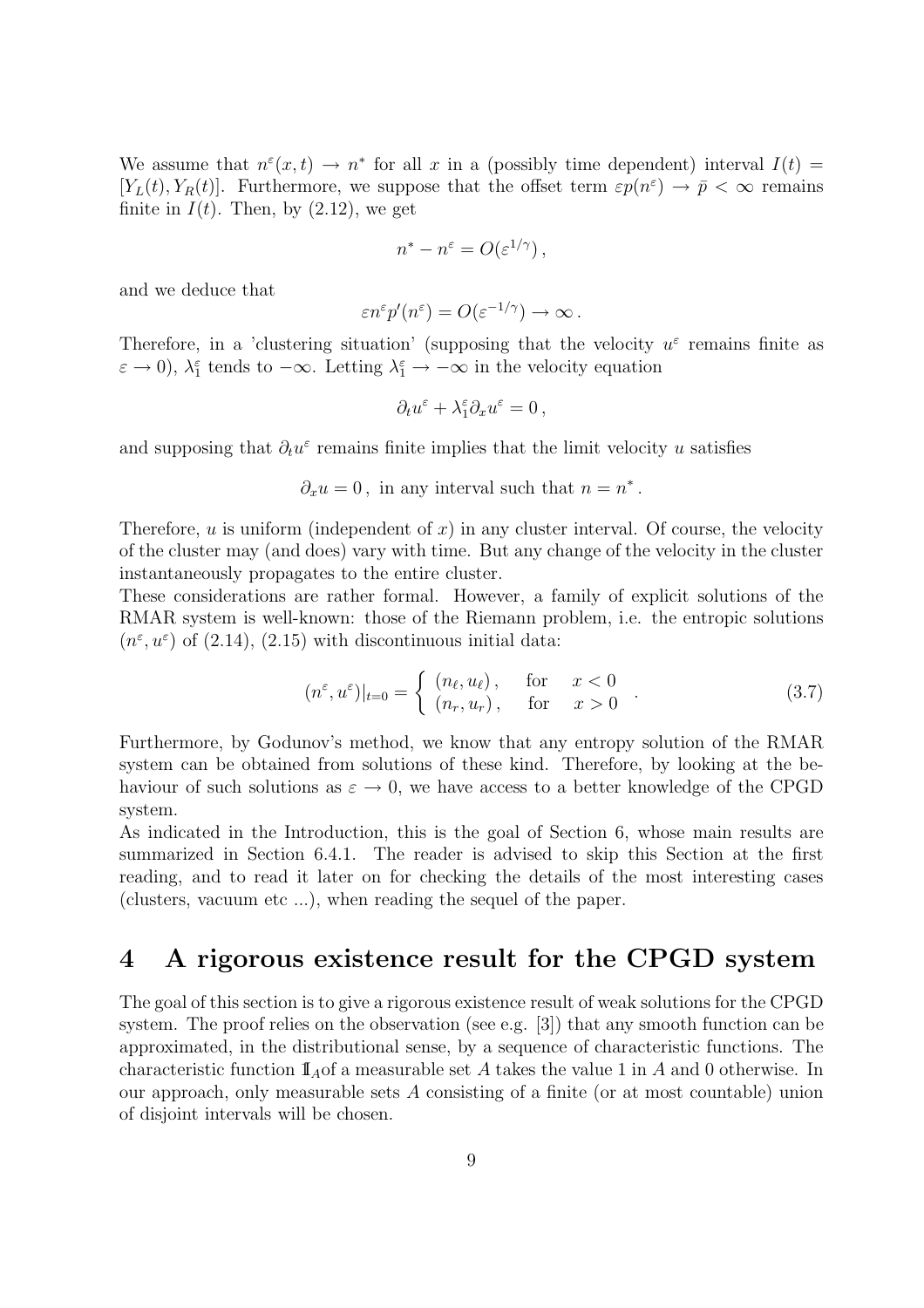We assume that $n^\varepsilon(x,t) \to n^*$ for all $x$ in a (possibly time dependent) interval $I(t) = [Y_L(t), Y_R(t)]$. Furthermore, we suppose that the offset term $\varepsilon p(n^\varepsilon) \to \bar{p} < \infty$ remains finite in $I(t)$. Then, by (2.12), we get

$$n^* - n^\varepsilon = O(\varepsilon^{1/\gamma}),$$

and we deduce that

$$\varepsilon n^\varepsilon p'(n^\varepsilon) = O(\varepsilon^{-1/\gamma}) \to \infty .$$

Therefore, in a 'clustering situation' (supposing that the velocity $u^\varepsilon$ remains finite as $\varepsilon \to 0$), $\lambda_1^\varepsilon$ tends to $-\infty$. Letting $\lambda_1^\varepsilon \to -\infty$ in the velocity equation

$$\partial_t u^\varepsilon + \lambda_1^\varepsilon \partial_x u^\varepsilon = 0 ,$$

and supposing that $\partial_t u^\varepsilon$ remains finite implies that the limit velocity $u$ satisfies

$$\partial_x u = 0 , \text{ in any interval such that } n = n^* .$$

Therefore, $u$ is uniform (independent of $x$) in any cluster interval. Of course, the velocity of the cluster may (and does) vary with time. But any change of the velocity in the cluster instantaneously propagates to the entire cluster.

These considerations are rather formal. However, a family of explicit solutions of the RMAR system is well-known: those of the Riemann problem, i.e. the entropic solutions $(n^\varepsilon, u^\varepsilon)$ of (2.14), (2.15) with discontinuous initial data:

$$(n^\varepsilon, u^\varepsilon)|_{t=0} = \begin{cases} (n_\ell, u_\ell) , & \text{for} \quad x < 0 \\ (n_r, u_r) , & \text{for} \quad x > 0 \end{cases} . \tag{3.7}$$

Furthermore, by Godunov's method, we know that any entropy solution of the RMAR system can be obtained from solutions of these kind. Therefore, by looking at the behaviour of such solutions as $\varepsilon \to 0$, we have access to a better knowledge of the CPGD system.

As indicated in the Introduction, this is the goal of Section 6, whose main results are summarized in Section 6.4.1. The reader is advised to skip this Section at the first reading, and to read it later on for checking the details of the most interesting cases (clusters, vacuum etc ...), when reading the sequel of the paper.

# 4 A rigorous existence result for the CPGD system

The goal of this section is to give a rigorous existence result of weak solutions for the CPGD system. The proof relies on the observation (see e.g. [3]) that any smooth function can be approximated, in the distributional sense, by a sequence of characteristic functions. The characteristic function $\mathbb{1}_A$of a measurable set $A$ takes the value 1 in $A$ and 0 otherwise. In our approach, only measurable sets $A$ consisting of a finite (or at most countable) union of disjoint intervals will be chosen.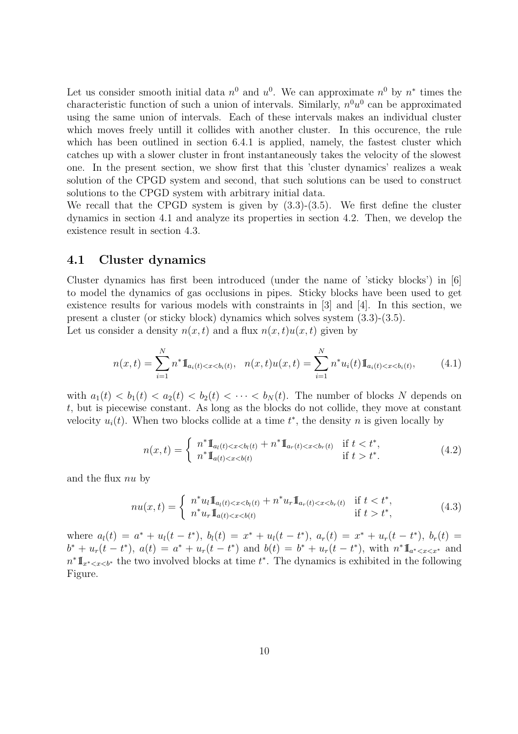Let us consider smooth initial data $n^0$ and $u^0$. We can approximate $n^0$ by $n^*$ times the characteristic function of such a union of intervals. Similarly, $n^0u^0$ can be approximated using the same union of intervals. Each of these intervals makes an individual cluster which moves freely untill it collides with another cluster. In this occurence, the rule which has been outlined in section 6.4.1 is applied, namely, the fastest cluster which catches up with a slower cluster in front instantaneously takes the velocity of the slowest one. In the present section, we show first that this 'cluster dynamics' realizes a weak solution of the CPGD system and second, that such solutions can be used to construct solutions to the CPGD system with arbitrary initial data.

We recall that the CPGD system is given by (3.3)-(3.5). We first define the cluster dynamics in section 4.1 and analyze its properties in section 4.2. Then, we develop the existence result in section 4.3.

## 4.1 Cluster dynamics

Cluster dynamics has first been introduced (under the name of 'sticky blocks') in [6] to model the dynamics of gas occlusions in pipes. Sticky blocks have been used to get existence results for various models with constraints in [3] and [4]. In this section, we present a cluster (or sticky block) dynamics which solves system (3.3)-(3.5).

Let us consider a density $n(x,t)$ and a flux $n(x,t)u(x,t)$ given by

$$n(x,t) = \sum_{i=1}^{N} n^* \mathbb{1}_{a_i(t)<x<b_i(t)}, \quad n(x,t)u(x,t) = \sum_{i=1}^{N} n^* u_i(t) \mathbb{1}_{a_i(t)<x<b_i(t)}, \tag{4.1}$$

with $a_1(t) < b_1(t) < a_2(t) < b_2(t) < \cdots < b_N(t)$. The number of blocks $N$ depends on $t$, but is piecewise constant. As long as the blocks do not collide, they move at constant velocity $u_i(t)$. When two blocks collide at a time $t^*$, the density $n$ is given locally by

$$n(x,t) = \begin{cases} n^* \mathbb{1}_{a_l(t)<x<b_l(t)} + n^* \mathbb{1}_{a_r(t)<x<b_r(t)} & \text{if } t < t^*, \\ n^* \mathbb{1}_{a(t)<x<b(t)} & \text{if } t > t^*. \end{cases} \tag{4.2}$$

and the flux $nu$ by

$$nu(x,t) = \begin{cases} n^* u_l \mathbb{1}_{a_l(t)<x<b_l(t)} + n^* u_r \mathbb{1}_{a_r(t)<x<b_r(t)} & \text{if } t < t^*, \\ n^* u_r \mathbb{1}_{a(t)<x<b(t)} & \text{if } t > t^*, \end{cases} \tag{4.3}$$

where $a_l(t) = a^* + u_l(t-t^*)$, $b_l(t) = x^* + u_l(t-t^*)$, $a_r(t) = x^* + u_r(t-t^*)$, $b_r(t) = b^* + u_r(t-t^*)$, $a(t) = a^* + u_r(t-t^*)$ and $b(t) = b^* + u_r(t-t^*)$, with $n^* \mathbb{1}_{a^*<x<x^*}$ and $n^* \mathbb{1}_{x^*<x<b^*}$ the two involved blocks at time $t^*$. The dynamics is exhibited in the following Figure.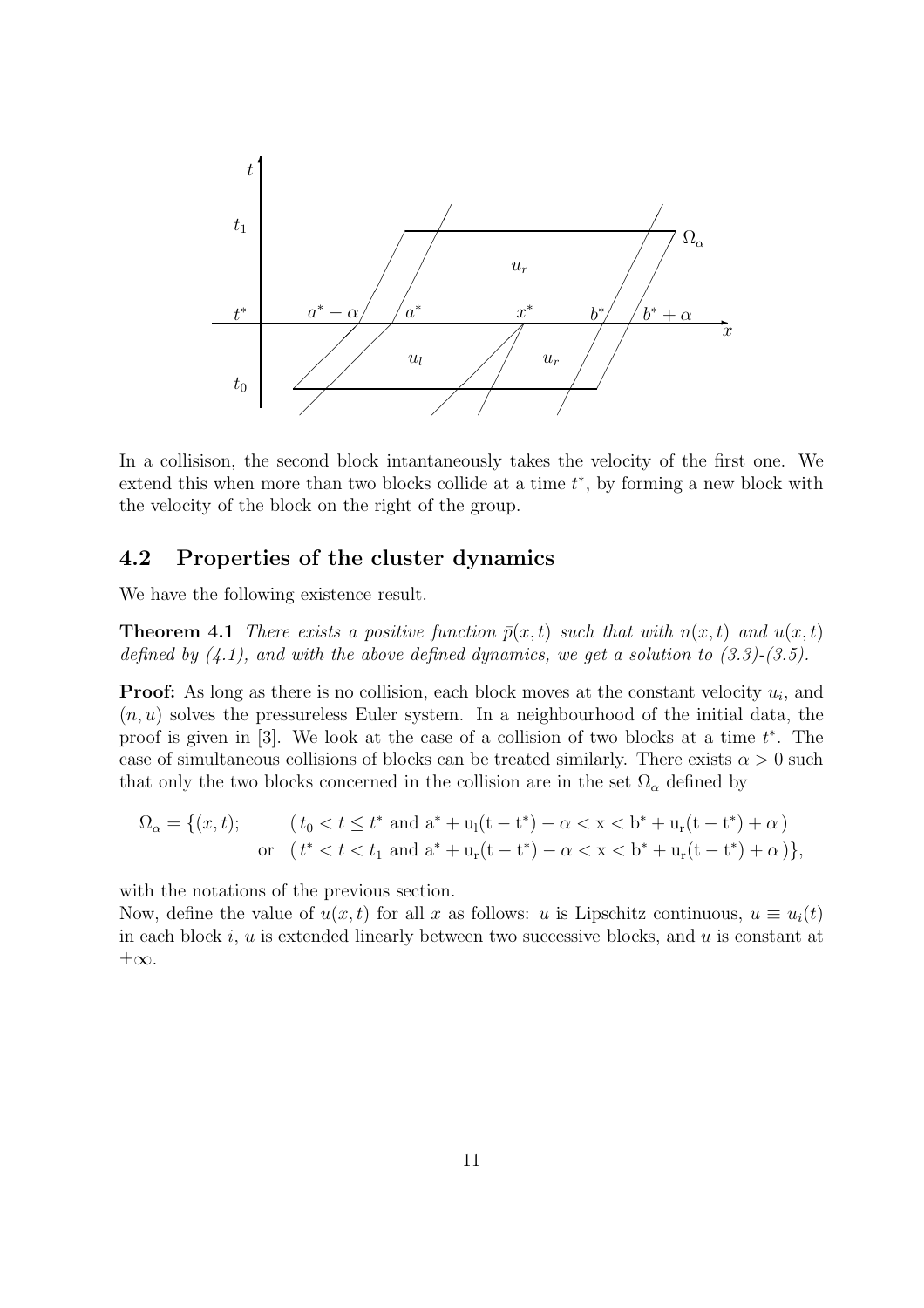In a collisison, the second block intantaneously takes the velocity of the first one. We extend this when more than two blocks collide at a time $t^*$, by forming a new block with the velocity of the block on the right of the group.

## 4.2 Properties of the cluster dynamics

We have the following existence result.

**Theorem 4.1** *There exists a positive function $\bar{p}(x,t)$ such that with $n(x,t)$ and $u(x,t)$ defined by (4.1), and with the above defined dynamics, we get a solution to (3.3)-(3.5).*

**Proof:** As long as there is no collision, each block moves at the constant velocity $u_i$, and $(n,u)$ solves the pressureless Euler system. In a neighbourhood of the initial data, the proof is given in [3]. We look at the case of a collision of two blocks at a time $t^*$. The case of simultaneous collisions of blocks can be treated similarly. There exists $\alpha > 0$ such that only the two blocks concerned in the collision are in the set $\Omega_\alpha$ defined by

$$\Omega_\alpha = \{(x,t); \qquad (\, t_0 < t \le t^* \text{ and } a^* + u_l(t-t^*) - \alpha < x < b^* + u_r(t-t^*) + \alpha\,) \\ \text{or} \quad (\, t^* < t < t_1 \text{ and } a^* + u_r(t-t^*) - \alpha < x < b^* + u_r(t-t^*) + \alpha\,)\},$$

with the notations of the previous section.

Now, define the value of $u(x,t)$ for all $x$ as follows: $u$ is Lipschitz continuous, $u \equiv u_i(t)$ in each block $i$, $u$ is extended linearly between two successive blocks, and $u$ is constant at $\pm\infty$.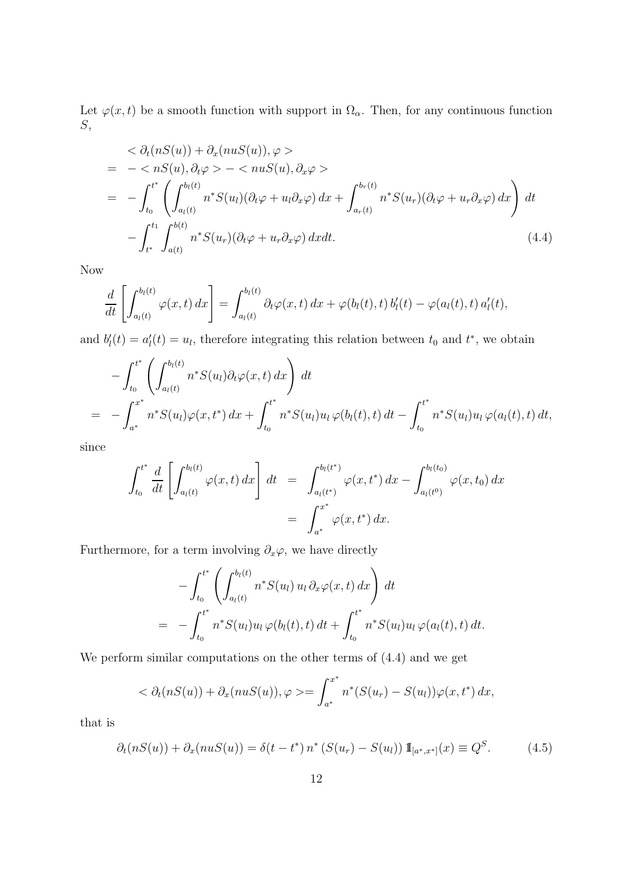Let $\varphi(x,t)$ be a smooth function with support in $\Omega_\alpha$. Then, for any continuous function $S$,

$$
\begin{aligned}
& < \partial_t(nS(u)) + \partial_x(nuS(u)), \varphi > \\
= & \; - < nS(u), \partial_t \varphi > - < nuS(u), \partial_x \varphi > \\
= & \; - \int_{t_0}^{t^*} \left( \int_{a_l(t)}^{b_l(t)} n^* S(u_l)(\partial_t \varphi + u_l \partial_x \varphi)\, dx + \int_{a_r(t)}^{b_r(t)} n^* S(u_r)(\partial_t \varphi + u_r \partial_x \varphi)\, dx \right) dt \\
& - \int_{t^*}^{t_1} \int_{a(t)}^{b(t)} n^* S(u_r)(\partial_t \varphi + u_r \partial_x \varphi)\, dx dt. \qquad (4.4)
\end{aligned}
$$

Now

$$
\frac{d}{dt}\left[ \int_{a_l(t)}^{b_l(t)} \varphi(x,t)\, dx \right] = \int_{a_l(t)}^{b_l(t)} \partial_t \varphi(x,t)\, dx + \varphi(b_l(t),t)\, b_l'(t) - \varphi(a_l(t),t)\, a_l'(t),
$$

and $b_l'(t) = a_l'(t) = u_l$, therefore integrating this relation between $t_0$ and $t^*$, we obtain

$$
\begin{aligned}
& - \int_{t_0}^{t^*} \left( \int_{a_l(t)}^{b_l(t)} n^* S(u_l) \partial_t \varphi(x,t)\, dx \right) dt \\
= & \; - \int_{a^*}^{x^*} n^* S(u_l) \varphi(x,t^*)\, dx + \int_{t_0}^{t^*} n^* S(u_l) u_l\, \varphi(b_l(t),t)\, dt - \int_{t_0}^{t^*} n^* S(u_l) u_l\, \varphi(a_l(t),t)\, dt,
\end{aligned}
$$

since

$$
\begin{aligned}
\int_{t_0}^{t^*} \frac{d}{dt}\left[ \int_{a_l(t)}^{b_l(t)} \varphi(x,t)\, dx \right] dt & = \int_{a_l(t^*)}^{b_l(t^*)} \varphi(x,t^*)\, dx - \int_{a_l(t^0)}^{b_l(t_0)} \varphi(x,t_0)\, dx \\
& = \int_{a^*}^{x^*} \varphi(x,t^*)\, dx.
\end{aligned}
$$

Furthermore, for a term involving $\partial_x \varphi$, we have directly

$$
\begin{aligned}
& - \int_{t_0}^{t^*} \left( \int_{a_l(t)}^{b_l(t)} n^* S(u_l)\, u_l\, \partial_x \varphi(x,t)\, dx \right) dt \\
= & \; - \int_{t_0}^{t^*} n^* S(u_l) u_l\, \varphi(b_l(t),t)\, dt + \int_{t_0}^{t^*} n^* S(u_l) u_l\, \varphi(a_l(t),t)\, dt.
\end{aligned}
$$

We perform similar computations on the other terms of (4.4) and we get

$$
< \partial_t(nS(u)) + \partial_x(nuS(u)), \varphi > = \int_{a^*}^{x^*} n^* (S(u_r) - S(u_l)) \varphi(x,t^*)\, dx,
$$

that is

$$
\partial_t(nS(u)) + \partial_x(nuS(u)) = \delta(t - t^*)\, n^* \left(S(u_r) - S(u_l)\right) \mathbb{1}_{[a^*,x^*]}(x) \equiv Q^S. \qquad (4.5)
$$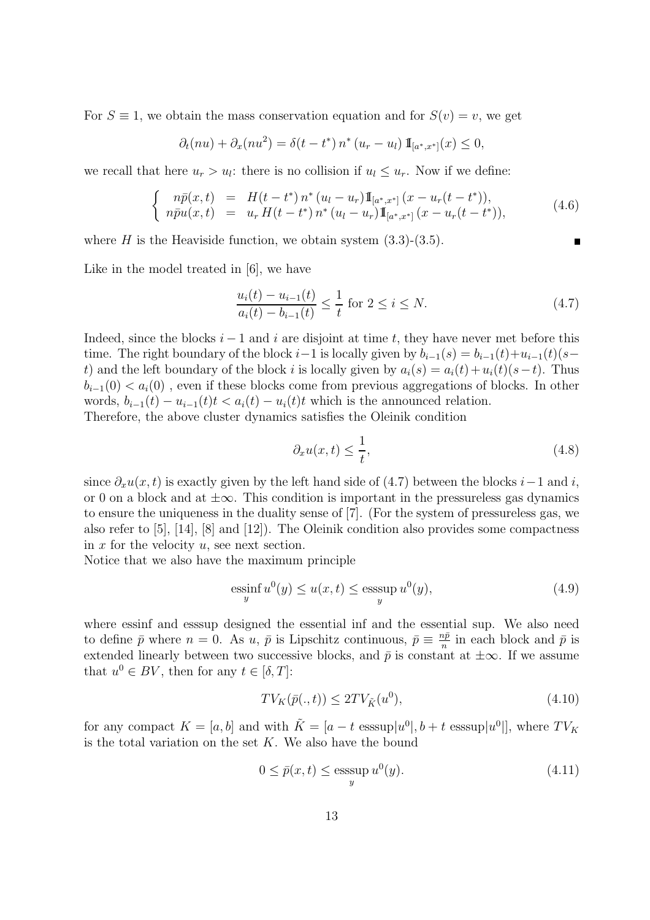For $S \equiv 1$, we obtain the mass conservation equation and for $S(v) = v$, we get

$$\partial_t(nu) + \partial_x(nu^2) = \delta(t - t^*)\, n^*\, (u_r - u_l)\, \mathbb{1}_{[a^*,x^*]}(x) \leq 0,$$

we recall that here $u_r > u_l$: there is no collision if $u_l \leq u_r$. Now if we define:

$$\left\{ \begin{array}{rcl} n\bar{p}(x,t) & = & H(t-t^*)\, n^*\, (u_l - u_r) \mathbb{1}_{[a^*,x^*]}\,(x - u_r(t-t^*)), \\ n\bar{p}u(x,t) & = & u_r\, H(t-t^*)\, n^*\, (u_l - u_r) \mathbb{1}_{[a^*,x^*]}\,(x - u_r(t-t^*)), \end{array} \right. \tag{4.6}$$

where $H$ is the Heaviside function, we obtain system (3.3)-(3.5). ∎

Like in the model treated in [6], we have

$$\frac{u_i(t) - u_{i-1}(t)}{a_i(t) - b_{i-1}(t)} \leq \frac{1}{t} \text{ for } 2 \leq i \leq N. \tag{4.7}$$

Indeed, since the blocks $i-1$ and $i$ are disjoint at time $t$, they have never met before this time. The right boundary of the block $i-1$ is locally given by $b_{i-1}(s) = b_{i-1}(t) + u_{i-1}(t)(s-t)$ and the left boundary of the block $i$ is locally given by $a_i(s) = a_i(t) + u_i(t)(s-t)$. Thus $b_{i-1}(0) < a_i(0)$ , even if these blocks come from previous aggregations of blocks. In other words, $b_{i-1}(t) - u_{i-1}(t)t < a_i(t) - u_i(t)t$ which is the announced relation.
Therefore, the above cluster dynamics satisfies the Oleinik condition

$$\partial_x u(x,t) \leq \frac{1}{t}, \tag{4.8}$$

since $\partial_x u(x,t)$ is exactly given by the left hand side of (4.7) between the blocks $i-1$ and $i$, or 0 on a block and at $\pm\infty$. This condition is important in the pressureless gas dynamics to ensure the uniqueness in the duality sense of [7]. (For the system of pressureless gas, we also refer to [5], [14], [8] and [12]). The Oleinik condition also provides some compactness in $x$ for the velocity $u$, see next section.
Notice that we also have the maximum principle

$$\operatorname*{essinf}_y u^0(y) \leq u(x,t) \leq \operatorname*{esssup}_y u^0(y), \tag{4.9}$$

where essinf and esssup designed the essential inf and the essential sup. We also need to define $\bar{p}$ where $n = 0$. As $u$, $\bar{p}$ is Lipschitz continuous, $\bar{p} \equiv \frac{n\bar{p}}{n}$ in each block and $\bar{p}$ is extended linearly between two successive blocks, and $\bar{p}$ is constant at $\pm\infty$. If we assume that $u^0 \in BV$, then for any $t \in [\delta, T]$:

$$TV_K(\bar{p}(.,t)) \leq 2TV_{\tilde{K}}(u^0), \tag{4.10}$$

for any compact $K = [a,b]$ and with $\tilde{K} = [a - t \text{ esssup}|u^0|, b + t \text{ esssup}|u^0|]$, where $TV_K$ is the total variation on the set $K$. We also have the bound

$$0 \leq \bar{p}(x,t) \leq \operatorname*{esssup}_y u^0(y). \tag{4.11}$$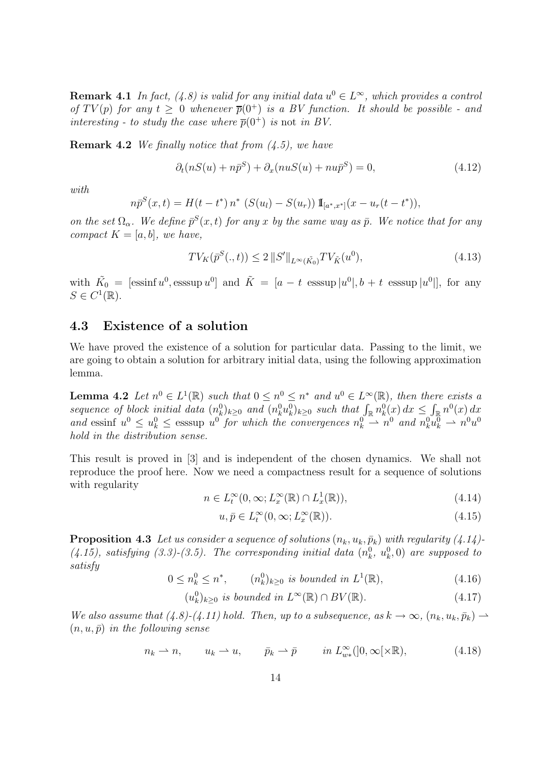**Remark 4.1** *In fact, (4.8) is valid for any initial data $u^0 \in L^\infty$, which provides a control of $TV(p)$ for any $t \geq 0$ whenever $\overline{p}(0^+)$ is a BV function. It should be possible - and interesting - to study the case where $\overline{p}(0^+)$ is* not *in BV.*

**Remark 4.2** *We finally notice that from (4.5), we have*

$$\partial_t(nS(u) + n\bar{p}^S) + \partial_x(nuS(u) + nu\bar{p}^S) = 0, \tag{4.12}$$

*with*

$$n\bar{p}^S(x,t) = H(t-t^*)\, n^*\ (S(u_l) - S(u_r))\, \mathbb{1}_{[a^*,x^*]}(x - u_r(t-t^*)),$$

*on the set $\Omega_\alpha$. We define $\bar{p}^S(x,t)$ for any $x$ by the same way as $\bar{p}$. We notice that for any compact $K = [a,b]$, we have,*

$$TV_K(\bar{p}^S(.,t)) \leq 2\, \|S'\|_{L^\infty(\tilde{K_0})} TV_{\tilde{K}}(u^0), \tag{4.13}$$

with $\tilde{K_0} = [\text{essinf}\, u^0, \text{esssup}\, u^0]$ and $\tilde{K} = [a - t\ \text{esssup}\, |u^0|, b + t\ \text{esssup}\, |u^0|]$, for any $S \in C^1(\mathbb{R})$.

## 4.3 Existence of a solution

We have proved the existence of a solution for particular data. Passing to the limit, we are going to obtain a solution for arbitrary initial data, using the following approximation lemma.

**Lemma 4.2** *Let $n^0 \in L^1(\mathbb{R})$ such that $0 \leq n^0 \leq n^*$ and $u^0 \in L^\infty(\mathbb{R})$, then there exists a sequence of block initial data $(n_k^0)_{k\geq 0}$ and $(n_k^0 u_k^0)_{k\geq 0}$ such that $\int_{\mathbb{R}} n_k^0(x)\, dx \leq \int_{\mathbb{R}} n^0(x)\, dx$ and $\text{essinf}\ u^0 \leq u_k^0 \leq \text{esssup}\ u^0$ for which the convergences $n_k^0 \rightharpoonup n^0$ and $n_k^0 u_k^0 \rightharpoonup n^0 u^0$ hold in the distribution sense.*

This result is proved in [3] and is independent of the chosen dynamics. We shall not reproduce the proof here. Now we need a compactness result for a sequence of solutions with regularity

$$n \in L_t^\infty(0,\infty; L_x^\infty(\mathbb{R}) \cap L_x^1(\mathbb{R})), \tag{4.14}$$

$$u, \bar{p} \in L_t^\infty(0,\infty; L_x^\infty(\mathbb{R})). \tag{4.15}$$

**Proposition 4.3** *Let us consider a sequence of solutions $(n_k, u_k, \bar{p}_k)$ with regularity (4.14)-(4.15), satisfying (3.3)-(3.5). The corresponding initial data $(n_k^0,\, u_k^0, 0)$ are supposed to satisfy*

$$0 \leq n_k^0 \leq n^*, \qquad (n_k^0)_{k\geq 0} \text{ is bounded in } L^1(\mathbb{R}), \tag{4.16}$$

$$(u_k^0)_{k\geq 0} \text{ is bounded in } L^\infty(\mathbb{R}) \cap BV(\mathbb{R}). \tag{4.17}$$

*We also assume that (4.8)-(4.11) hold. Then, up to a subsequence, as $k \to \infty$, $(n_k, u_k, \bar{p}_k) \rightharpoonup (n, u, \bar{p})$ in the following sense*

$$n_k \rightharpoonup n, \qquad u_k \rightharpoonup u, \qquad \bar{p}_k \rightharpoonup \bar{p} \qquad \text{in } L_{w*}^\infty(]0,\infty[\times\mathbb{R}), \tag{4.18}$$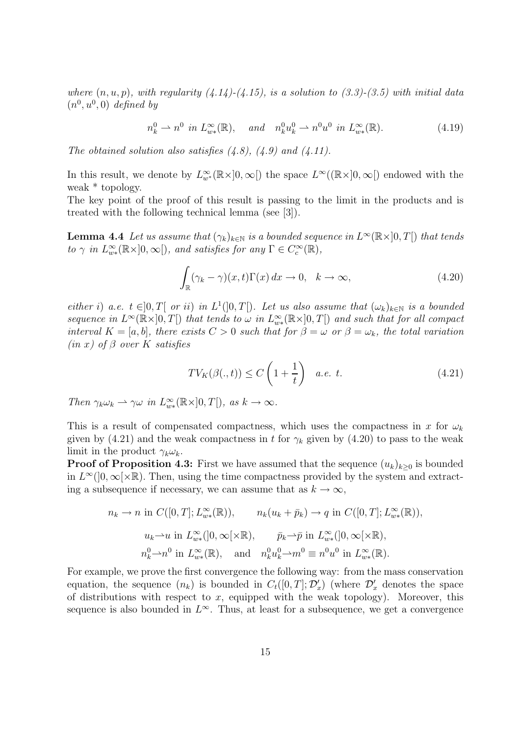*where $(n, u, p)$, with regularity (4.14)-(4.15), is a solution to (3.3)-(3.5) with initial data $(n^0, u^0, 0)$ defined by*

$$n_k^0 \rightharpoonup n^0 \text{ in } L^\infty_{w*}(\mathbb{R}), \quad \text{and} \quad n_k^0 u_k^0 \rightharpoonup n^0 u^0 \text{ in } L^\infty_{w*}(\mathbb{R}). \tag{4.19}$$

*The obtained solution also satisfies (4.8), (4.9) and (4.11).*

In this result, we denote by $L^\infty_{w^*}(\mathbb{R}\times]0,\infty[)$ the space $L^\infty((\mathbb{R}\times]0,\infty[)$ endowed with the weak * topology.
The key point of the proof of this result is passing to the limit in the products and is treated with the following technical lemma (see [3]).

**Lemma 4.4** *Let us assume that $(\gamma_k)_{k\in\mathbb{N}}$ is a bounded sequence in $L^\infty(\mathbb{R}\times]0,T[)$ that tends to $\gamma$ in $L^\infty_{w*}(\mathbb{R}\times]0,\infty[)$, and satisfies for any $\Gamma \in C_c^\infty(\mathbb{R})$,*

$$\int_{\mathbb{R}} (\gamma_k - \gamma)(x,t)\Gamma(x)\,dx \to 0, \quad k \to \infty, \tag{4.20}$$

*either i) a.e. $t \in ]0,T[$ or ii) in $L^1(]0,T[)$. Let us also assume that $(\omega_k)_{k\in\mathbb{N}}$ is a bounded sequence in $L^\infty(\mathbb{R}\times]0,T[)$ that tends to $\omega$ in $L^\infty_{w*}(\mathbb{R}\times]0,T[)$ and such that for all compact interval $K = [a,b]$, there exists $C > 0$ such that for $\beta = \omega$ or $\beta = \omega_k$, the total variation (in $x$) of $\beta$ over $K$ satisfies*

$$TV_K(\beta(.,t)) \le C\left(1 + \frac{1}{t}\right) \quad a.e.\ t. \tag{4.21}$$

*Then $\gamma_k\omega_k \rightharpoonup \gamma\omega$ in $L^\infty_{w*}(\mathbb{R}\times]0,T[)$, as $k \to \infty$.*

This is a result of compensated compactness, which uses the compactness in $x$ for $\omega_k$ given by (4.21) and the weak compactness in $t$ for $\gamma_k$ given by (4.20) to pass to the weak limit in the product $\gamma_k\omega_k$.
**Proof of Proposition 4.3:** First we have assumed that the sequence $(u_k)_{k\ge 0}$ is bounded in $L^\infty(]0,\infty[\times\mathbb{R})$. Then, using the time compactness provided by the system and extracting a subsequence if necessary, we can assume that as $k \to \infty$,

$$n_k \to n \text{ in } C([0,T]; L^\infty_{w*}(\mathbb{R})), \qquad n_k(u_k + \bar{p}_k) \to q \text{ in } C([0,T]; L^\infty_{w*}(\mathbb{R})),$$

$$u_k \rightharpoonup u \text{ in } L^\infty_{w*}(]0,\infty[\times\mathbb{R}), \qquad \bar{p}_k \rightharpoonup \bar{p} \text{ in } L^\infty_{w*}(]0,\infty[\times\mathbb{R}),$$

$$n_k^0 \rightharpoonup n^0 \text{ in } L^\infty_{w*}(\mathbb{R}), \quad \text{and} \quad n_k^0 u_k^0 \rightharpoonup m^0 \equiv n^0 u^0 \text{ in } L^\infty_{w*}(\mathbb{R}).$$

For example, we prove the first convergence the following way: from the mass conservation equation, the sequence $(n_k)$ is bounded in $C_t([0,T]; \mathcal{D}'_x)$ (where $\mathcal{D}'_x$ denotes the space of distributions with respect to $x$, equipped with the weak topology). Moreover, this sequence is also bounded in $L^\infty$. Thus, at least for a subsequence, we get a convergence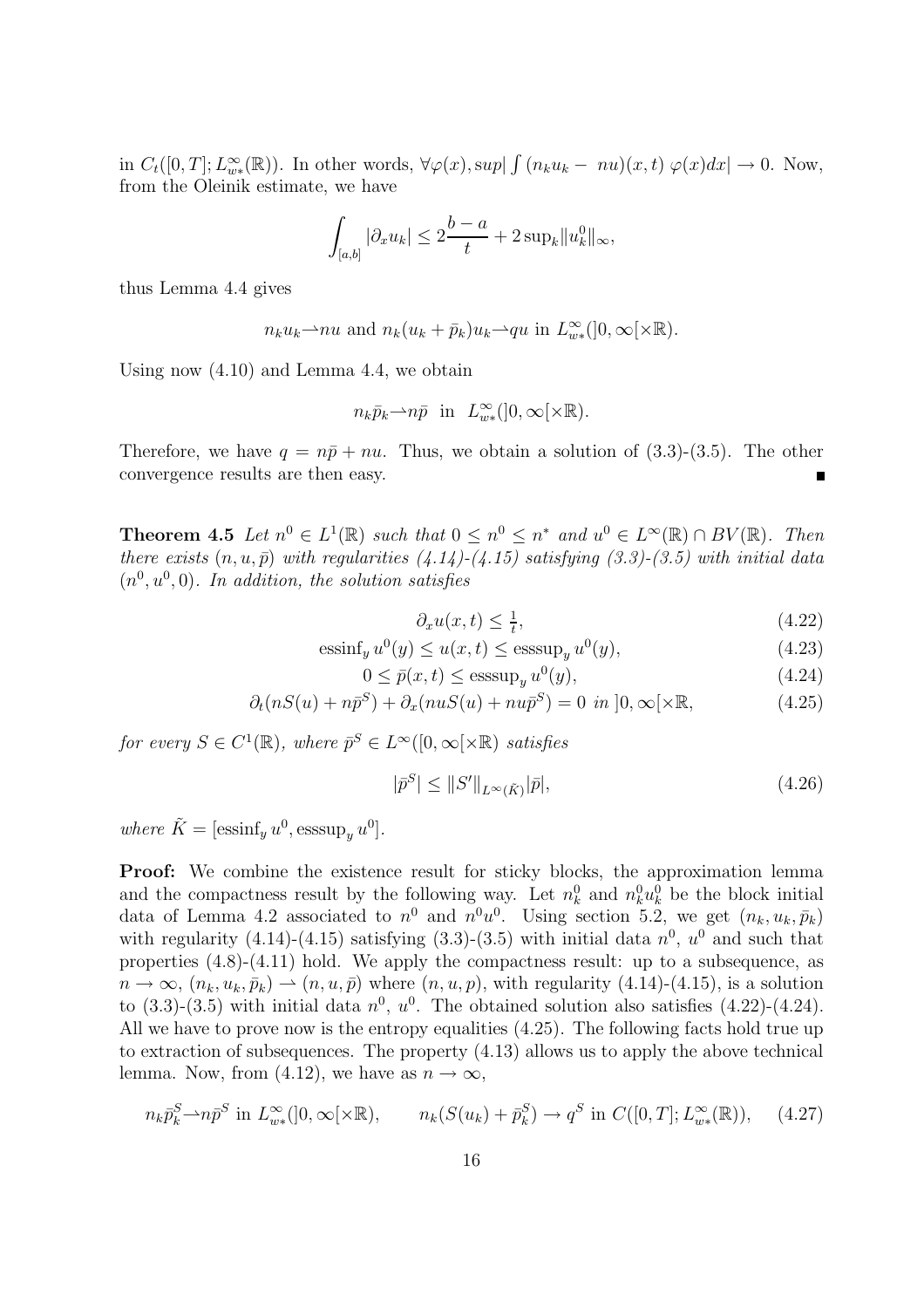in $C_t([0,T]; L^\infty_{w*}(\mathbb{R}))$. In other words, $\forall \varphi(x), sup| \int (n_k u_k - \ nu)(x,t)\ \varphi(x) dx| \to 0$. Now, from the Oleinik estimate, we have

$$\int_{[a,b]} |\partial_x u_k| \leq 2\frac{b-a}{t} + 2\,\mathrm{sup}_k \|u_k^0\|_\infty,$$

thus Lemma 4.4 gives

$$n_k u_k \rightharpoonup nu \text{ and } n_k(u_k + \bar{p}_k)u_k \rightharpoonup qu \text{ in } L^\infty_{w*}(]0,\infty[\times\mathbb{R}).$$

Using now (4.10) and Lemma 4.4, we obtain

$$n_k \bar{p}_k \rightharpoonup n\bar{p} \ \text{ in } \ L^\infty_{w*}(]0,\infty[\times\mathbb{R}).$$

Therefore, we have $q = n\bar{p} + nu$. Thus, we obtain a solution of (3.3)-(3.5). The other convergence results are then easy. ∎

**Theorem 4.5** *Let $n^0 \in L^1(\mathbb{R})$ such that $0 \leq n^0 \leq n^*$ and $u^0 \in L^\infty(\mathbb{R}) \cap BV(\mathbb{R})$. Then there exists $(n, u, \bar{p})$ with regularities (4.14)-(4.15) satisfying (3.3)-(3.5) with initial data $(n^0, u^0, 0)$. In addition, the solution satisfies*

$$\partial_x u(x,t) \leq \tfrac{1}{t}, \tag{4.22}$$

$$\mathrm{essinf}_y\, u^0(y) \leq u(x,t) \leq \mathrm{esssup}_y\, u^0(y), \tag{4.23}$$

$$0 \leq \bar{p}(x,t) \leq \mathrm{esssup}_y\, u^0(y), \tag{4.24}$$

$$\partial_t(nS(u) + n\bar{p}^S) + \partial_x(nuS(u) + nu\bar{p}^S) = 0 \ \text{in } ]0,\infty[\times\mathbb{R}, \tag{4.25}$$

*for every $S \in C^1(\mathbb{R})$, where $\bar{p}^S \in L^\infty([0,\infty[\times\mathbb{R})$ satisfies*

$$|\bar{p}^S| \leq \|S'\|_{L^\infty(\tilde{K})} |\bar{p}|, \tag{4.26}$$

*where $\tilde{K} = [\mathrm{essinf}_y\, u^0, \mathrm{esssup}_y\, u^0]$.*

**Proof:** We combine the existence result for sticky blocks, the approximation lemma and the compactness result by the following way. Let $n_k^0$ and $n_k^0 u_k^0$ be the block initial data of Lemma 4.2 associated to $n^0$ and $n^0 u^0$. Using section 5.2, we get $(n_k, u_k, \bar{p}_k)$ with regularity (4.14)-(4.15) satisfying (3.3)-(3.5) with initial data $n^0$, $u^0$ and such that properties (4.8)-(4.11) hold. We apply the compactness result: up to a subsequence, as $n \to \infty$, $(n_k, u_k, \bar{p}_k) \rightharpoonup (n, u, \bar{p})$ where $(n, u, p)$, with regularity (4.14)-(4.15), is a solution to (3.3)-(3.5) with initial data $n^0$, $u^0$. The obtained solution also satisfies (4.22)-(4.24). All we have to prove now is the entropy equalities (4.25). The following facts hold true up to extraction of subsequences. The property (4.13) allows us to apply the above technical lemma. Now, from (4.12), we have as $n \to \infty$,

$$n_k \bar{p}_k^S \rightharpoonup n\bar{p}^S \text{ in } L^\infty_{w*}(]0,\infty[\times\mathbb{R}), \qquad n_k(S(u_k) + \bar{p}_k^S) \to q^S \text{ in } C([0,T]; L^\infty_{w*}(\mathbb{R})), \tag{4.27}$$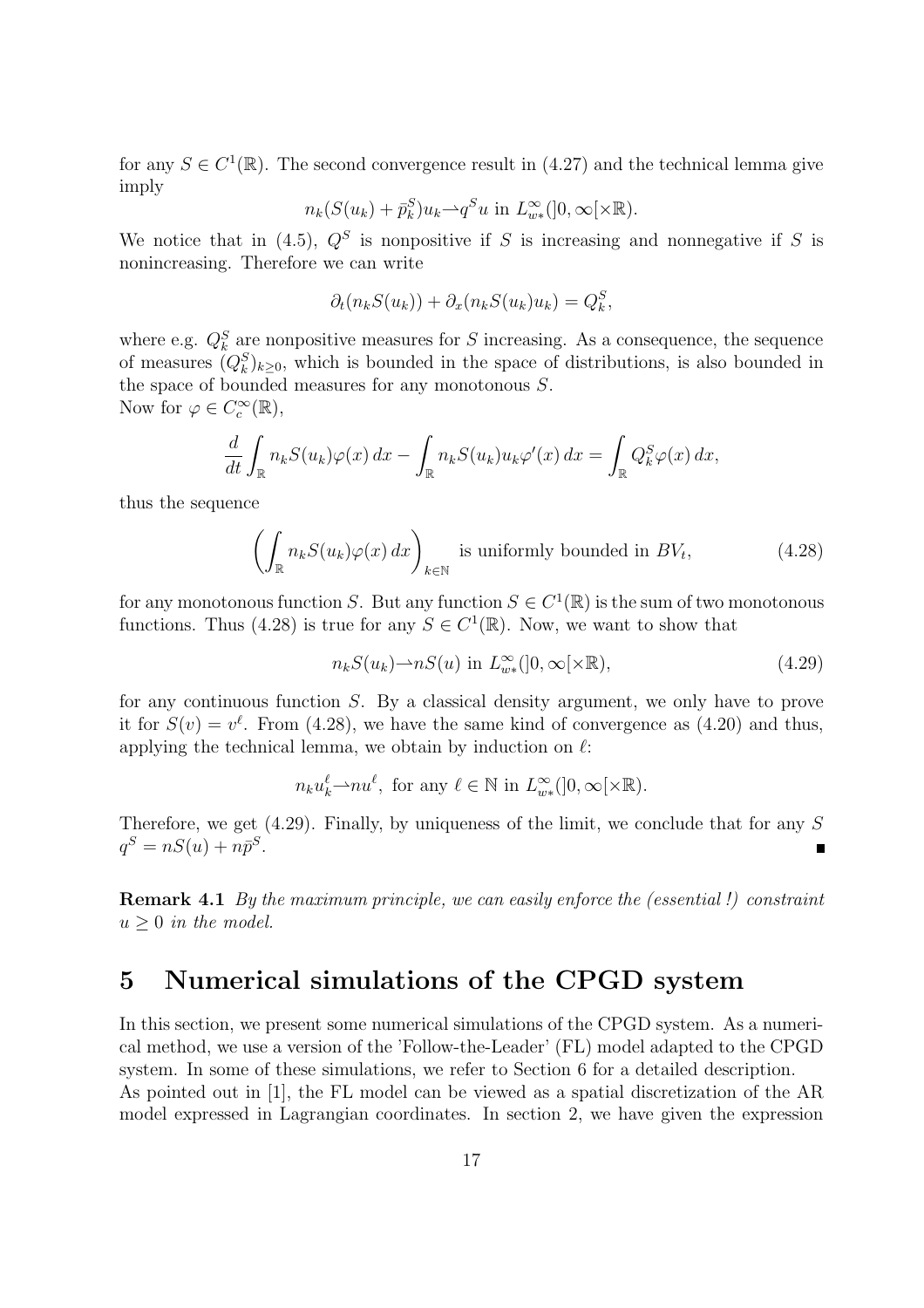for any $S \in C^1(\mathbb{R})$. The second convergence result in (4.27) and the technical lemma give imply

$$n_k(S(u_k) + \bar{p}_k^S)u_k \rightharpoonup q^S u \text{ in } L^\infty_{w*}(]0,\infty[\times\mathbb{R}).$$

We notice that in (4.5), $Q^S$ is nonpositive if $S$ is increasing and nonnegative if $S$ is nonincreasing. Therefore we can write

$$\partial_t(n_k S(u_k)) + \partial_x(n_k S(u_k)u_k) = Q_k^S,$$

where e.g. $Q_k^S$ are nonpositive measures for $S$ increasing. As a consequence, the sequence of measures $(Q_k^S)_{k\geq 0}$, which is bounded in the space of distributions, is also bounded in the space of bounded measures for any monotonous $S$.
Now for $\varphi \in C_c^\infty(\mathbb{R})$,

$$\frac{d}{dt}\int_{\mathbb{R}} n_k S(u_k)\varphi(x)\,dx - \int_{\mathbb{R}} n_k S(u_k)u_k\varphi'(x)\,dx = \int_{\mathbb{R}} Q_k^S\varphi(x)\,dx,$$

thus the sequence

$$\left(\int_{\mathbb{R}} n_k S(u_k)\varphi(x)\,dx\right)_{k\in\mathbb{N}} \text{ is uniformly bounded in } BV_t, \tag{4.28}$$

for any monotonous function $S$. But any function $S \in C^1(\mathbb{R})$ is the sum of two monotonous functions. Thus (4.28) is true for any $S \in C^1(\mathbb{R})$. Now, we want to show that

$$n_k S(u_k) \rightharpoonup nS(u) \text{ in } L^\infty_{w*}(]0,\infty[\times\mathbb{R}), \tag{4.29}$$

for any continuous function $S$. By a classical density argument, we only have to prove it for $S(v) = v^\ell$. From (4.28), we have the same kind of convergence as (4.20) and thus, applying the technical lemma, we obtain by induction on $\ell$:

$$n_k u_k^\ell \rightharpoonup n u^\ell, \text{ for any } \ell \in \mathbb{N} \text{ in } L^\infty_{w*}(]0,\infty[\times\mathbb{R}).$$

Therefore, we get (4.29). Finally, by uniqueness of the limit, we conclude that for any $S$ $q^S = nS(u) + n\bar{p}^S$. ∎

**Remark 4.1** *By the maximum principle, we can easily enforce the (essential !) constraint $u \geq 0$ in the model.*

# 5 Numerical simulations of the CPGD system

In this section, we present some numerical simulations of the CPGD system. As a numerical method, we use a version of the 'Follow-the-Leader' (FL) model adapted to the CPGD system. In some of these simulations, we refer to Section 6 for a detailed description.
As pointed out in [1], the FL model can be viewed as a spatial discretization of the AR model expressed in Lagrangian coordinates. In section 2, we have given the expression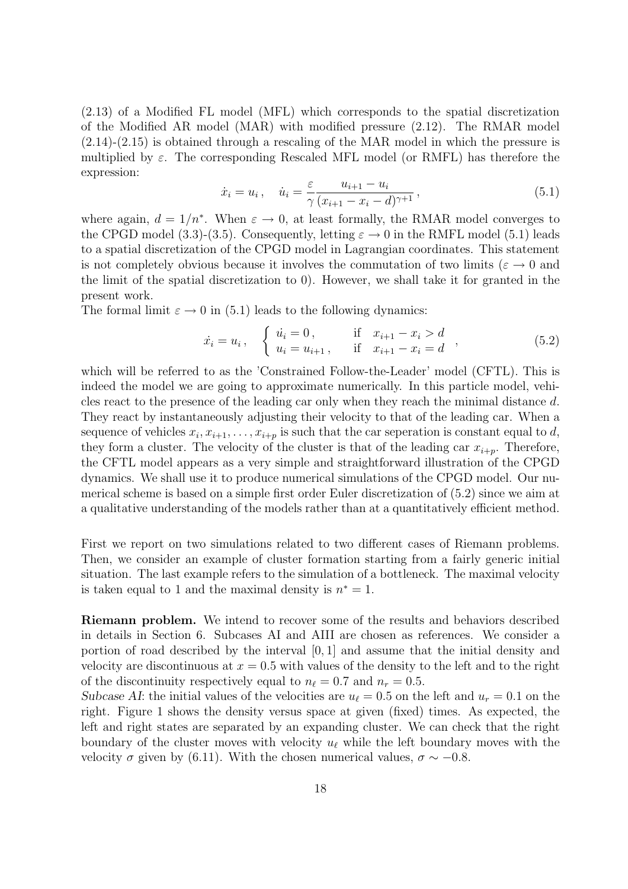(2.13) of a Modified FL model (MFL) which corresponds to the spatial discretization of the Modified AR model (MAR) with modified pressure (2.12). The RMAR model (2.14)-(2.15) is obtained through a rescaling of the MAR model in which the pressure is multiplied by $\varepsilon$. The corresponding Rescaled MFL model (or RMFL) has therefore the expression:

$$\dot{x}_i = u_i \,, \quad \dot{u}_i = \frac{\varepsilon}{\gamma} \frac{u_{i+1} - u_i}{(x_{i+1} - x_i - d)^{\gamma+1}} \,, \tag{5.1}$$

where again, $d = 1/n^*$. When $\varepsilon \to 0$, at least formally, the RMAR model converges to the CPGD model (3.3)-(3.5). Consequently, letting $\varepsilon \to 0$ in the RMFL model (5.1) leads to a spatial discretization of the CPGD model in Lagrangian coordinates. This statement is not completely obvious because it involves the commutation of two limits ($\varepsilon \to 0$ and the limit of the spatial discretization to 0). However, we shall take it for granted in the present work.

The formal limit $\varepsilon \to 0$ in (5.1) leads to the following dynamics:

$$\dot{x_i} = u_i \,, \quad \left\{ \begin{array}{ll} \dot{u_i} = 0 \,, & \text{if} \quad x_{i+1} - x_i > d \\ u_i = u_{i+1} \,, & \text{if} \quad x_{i+1} - x_i = d \end{array} \right. , \tag{5.2}$$

which will be referred to as the 'Constrained Follow-the-Leader' model (CFTL). This is indeed the model we are going to approximate numerically. In this particle model, vehicles react to the presence of the leading car only when they reach the minimal distance $d$. They react by instantaneously adjusting their velocity to that of the leading car. When a sequence of vehicles $x_i, x_{i+1}, \ldots, x_{i+p}$ is such that the car seperation is constant equal to $d$, they form a cluster. The velocity of the cluster is that of the leading car $x_{i+p}$. Therefore, the CFTL model appears as a very simple and straightforward illustration of the CPGD dynamics. We shall use it to produce numerical simulations of the CPGD model. Our numerical scheme is based on a simple first order Euler discretization of (5.2) since we aim at a qualitative understanding of the models rather than at a quantitatively efficient method.

First we report on two simulations related to two different cases of Riemann problems. Then, we consider an example of cluster formation starting from a fairly generic initial situation. The last example refers to the simulation of a bottleneck. The maximal velocity is taken equal to 1 and the maximal density is $n^* = 1$.

**Riemann problem.** We intend to recover some of the results and behaviors described in details in Section 6. Subcases AI and AIII are chosen as references. We consider a portion of road described by the interval $[0, 1]$ and assume that the initial density and velocity are discontinuous at $x = 0.5$ with values of the density to the left and to the right of the discontinuity respectively equal to $n_\ell = 0.7$ and $n_r = 0.5$.

*Subcase AI*: the initial values of the velocities are $u_\ell = 0.5$ on the left and $u_r = 0.1$ on the right. Figure 1 shows the density versus space at given (fixed) times. As expected, the left and right states are separated by an expanding cluster. We can check that the right boundary of the cluster moves with velocity $u_\ell$ while the left boundary moves with the velocity $\sigma$ given by (6.11). With the chosen numerical values, $\sigma \sim -0.8$.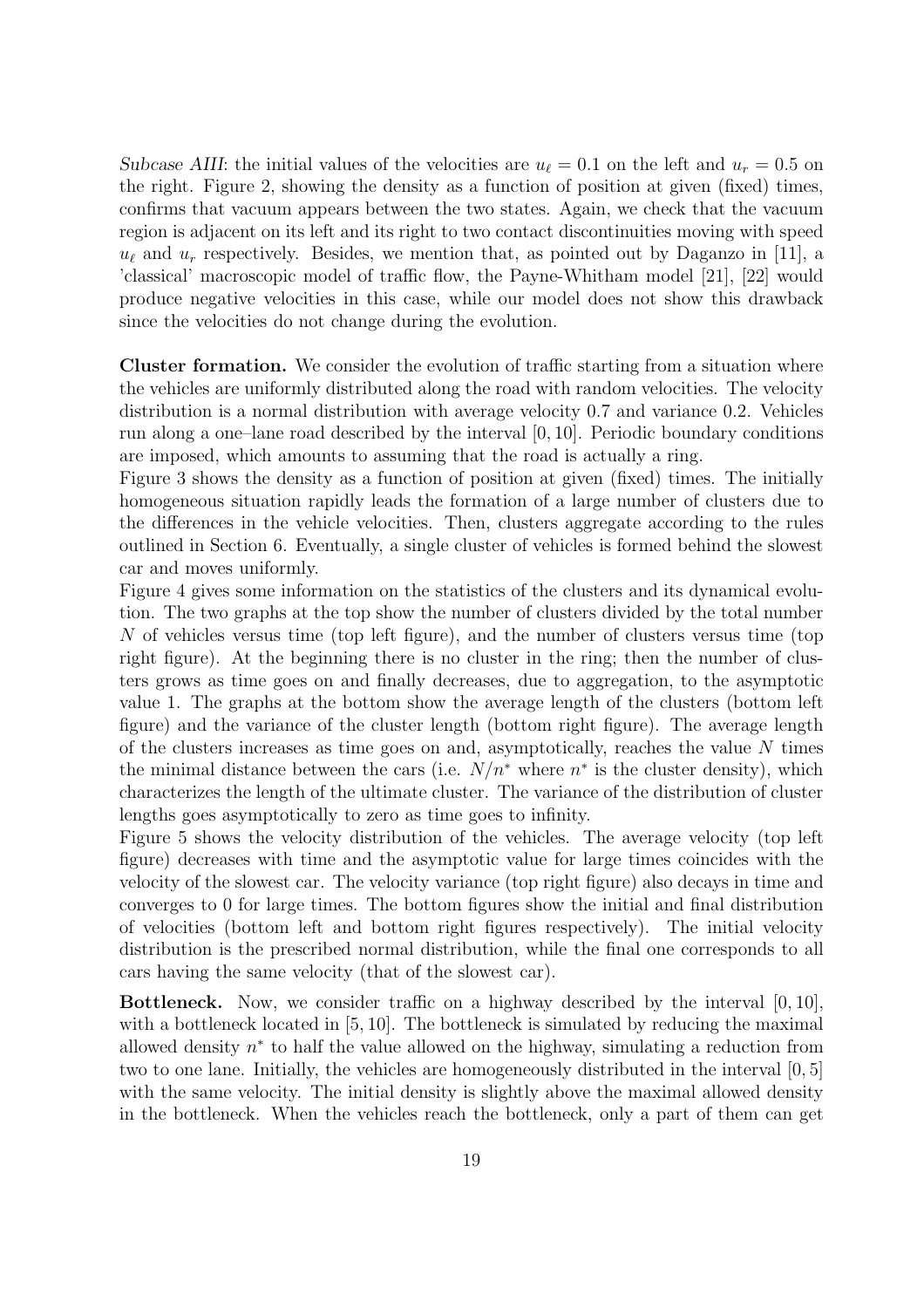*Subcase AIII*: the initial values of the velocities are $u_\ell = 0.1$ on the left and $u_r = 0.5$ on the right. Figure 2, showing the density as a function of position at given (fixed) times, confirms that vacuum appears between the two states. Again, we check that the vacuum region is adjacent on its left and its right to two contact discontinuities moving with speed $u_\ell$ and $u_r$ respectively. Besides, we mention that, as pointed out by Daganzo in [11], a 'classical' macroscopic model of traffic flow, the Payne-Whitham model [21], [22] would produce negative velocities in this case, while our model does not show this drawback since the velocities do not change during the evolution.

**Cluster formation.** We consider the evolution of traffic starting from a situation where the vehicles are uniformly distributed along the road with random velocities. The velocity distribution is a normal distribution with average velocity 0.7 and variance 0.2. Vehicles run along a one–lane road described by the interval $[0, 10]$. Periodic boundary conditions are imposed, which amounts to assuming that the road is actually a ring.

Figure 3 shows the density as a function of position at given (fixed) times. The initially homogeneous situation rapidly leads the formation of a large number of clusters due to the differences in the vehicle velocities. Then, clusters aggregate according to the rules outlined in Section 6. Eventually, a single cluster of vehicles is formed behind the slowest car and moves uniformly.

Figure 4 gives some information on the statistics of the clusters and its dynamical evolution. The two graphs at the top show the number of clusters divided by the total number $N$ of vehicles versus time (top left figure), and the number of clusters versus time (top right figure). At the beginning there is no cluster in the ring; then the number of clusters grows as time goes on and finally decreases, due to aggregation, to the asymptotic value 1. The graphs at the bottom show the average length of the clusters (bottom left figure) and the variance of the cluster length (bottom right figure). The average length of the clusters increases as time goes on and, asymptotically, reaches the value $N$ times the minimal distance between the cars (i.e. $N/n^*$ where $n^*$ is the cluster density), which characterizes the length of the ultimate cluster. The variance of the distribution of cluster lengths goes asymptotically to zero as time goes to infinity.

Figure 5 shows the velocity distribution of the vehicles. The average velocity (top left figure) decreases with time and the asymptotic value for large times coincides with the velocity of the slowest car. The velocity variance (top right figure) also decays in time and converges to 0 for large times. The bottom figures show the initial and final distribution of velocities (bottom left and bottom right figures respectively). The initial velocity distribution is the prescribed normal distribution, while the final one corresponds to all cars having the same velocity (that of the slowest car).

**Bottleneck.** Now, we consider traffic on a highway described by the interval $[0, 10]$, with a bottleneck located in $[5, 10]$. The bottleneck is simulated by reducing the maximal allowed density $n^*$ to half the value allowed on the highway, simulating a reduction from two to one lane. Initially, the vehicles are homogeneously distributed in the interval $[0, 5]$ with the same velocity. The initial density is slightly above the maximal allowed density in the bottleneck. When the vehicles reach the bottleneck, only a part of them can get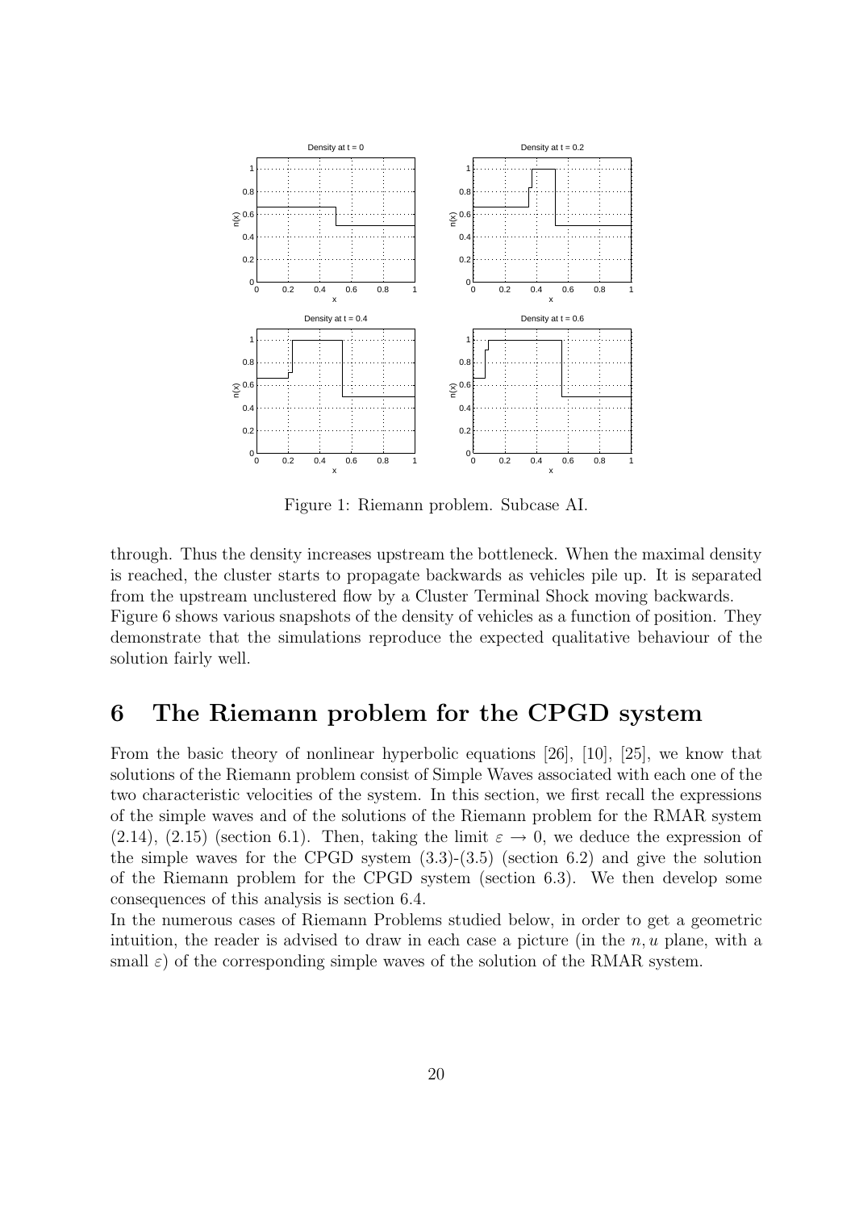Figure 1: Riemann problem. Subcase AI.

through. Thus the density increases upstream the bottleneck. When the maximal density is reached, the cluster starts to propagate backwards as vehicles pile up. It is separated from the upstream unclustered flow by a Cluster Terminal Shock moving backwards.
Figure 6 shows various snapshots of the density of vehicles as a function of position. They demonstrate that the simulations reproduce the expected qualitative behaviour of the solution fairly well.

# 6 The Riemann problem for the CPGD system

From the basic theory of nonlinear hyperbolic equations [26], [10], [25], we know that solutions of the Riemann problem consist of Simple Waves associated with each one of the two characteristic velocities of the system. In this section, we first recall the expressions of the simple waves and of the solutions of the Riemann problem for the RMAR system (2.14), (2.15) (section 6.1). Then, taking the limit $\varepsilon \to 0$, we deduce the expression of the simple waves for the CPGD system (3.3)-(3.5) (section 6.2) and give the solution of the Riemann problem for the CPGD system (section 6.3). We then develop some consequences of this analysis is section 6.4.
In the numerous cases of Riemann Problems studied below, in order to get a geometric intuition, the reader is advised to draw in each case a picture (in the $n, u$ plane, with a small $\varepsilon$) of the corresponding simple waves of the solution of the RMAR system.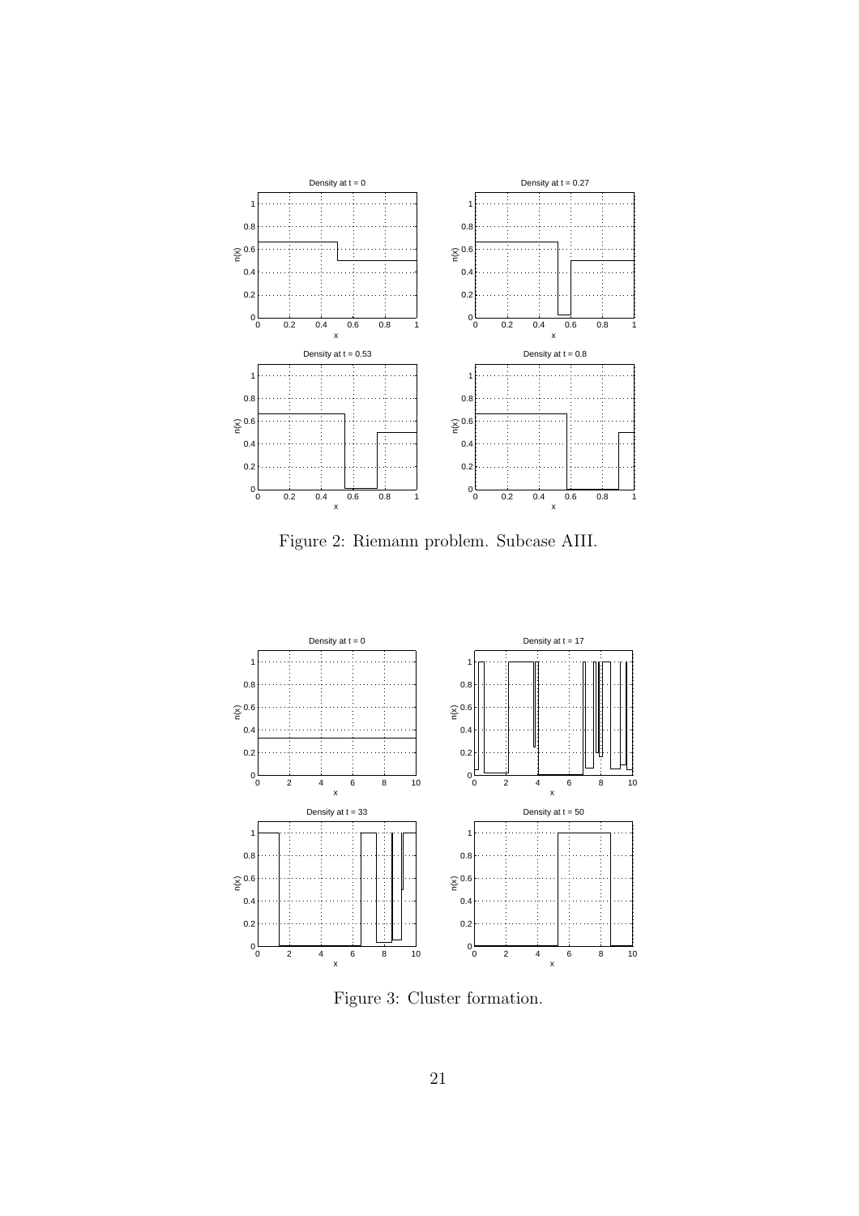Figure 2: Riemann problem. Subcase AIII.

Figure 3: Cluster formation.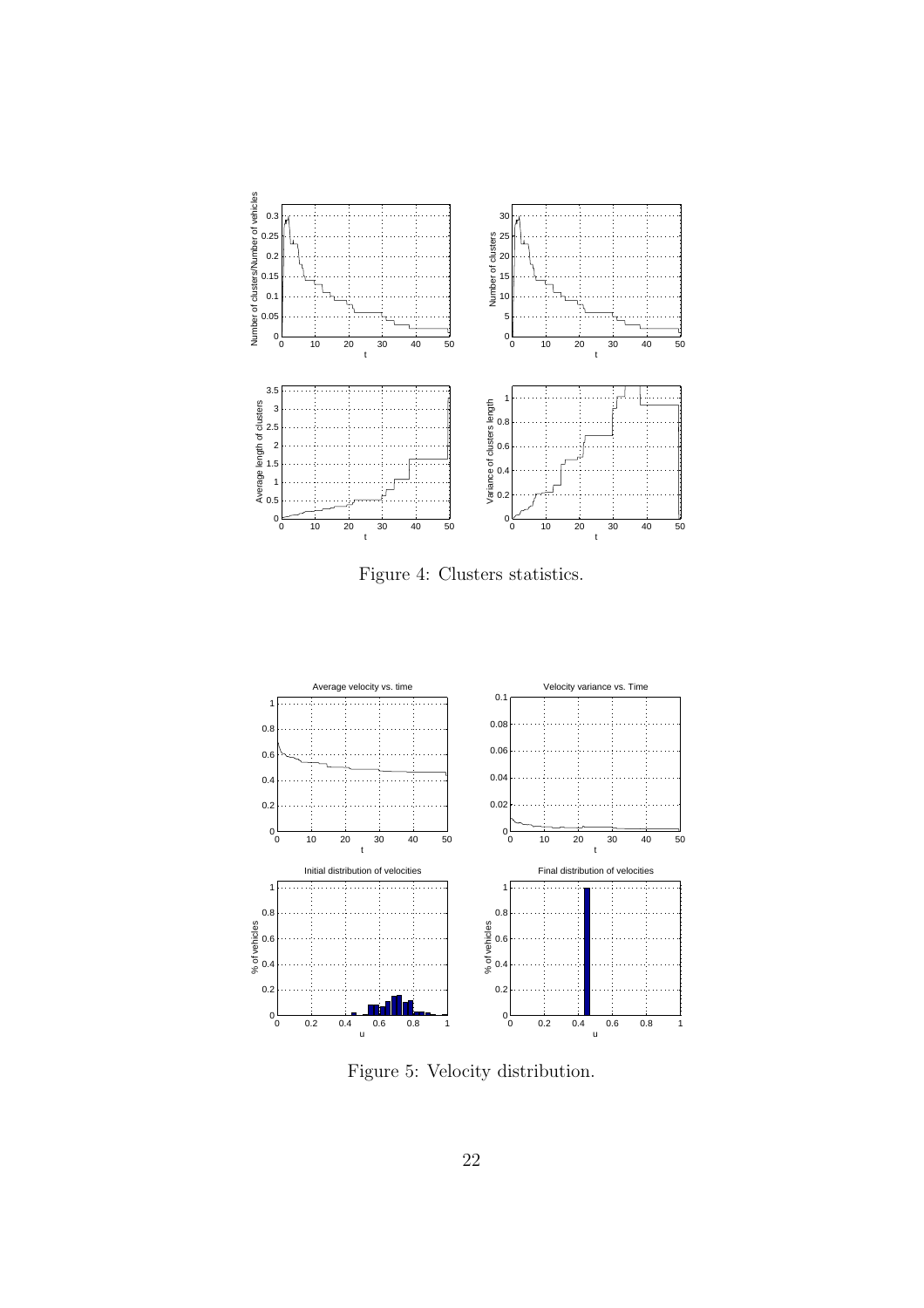Figure 4: Clusters statistics.

Figure 5: Velocity distribution.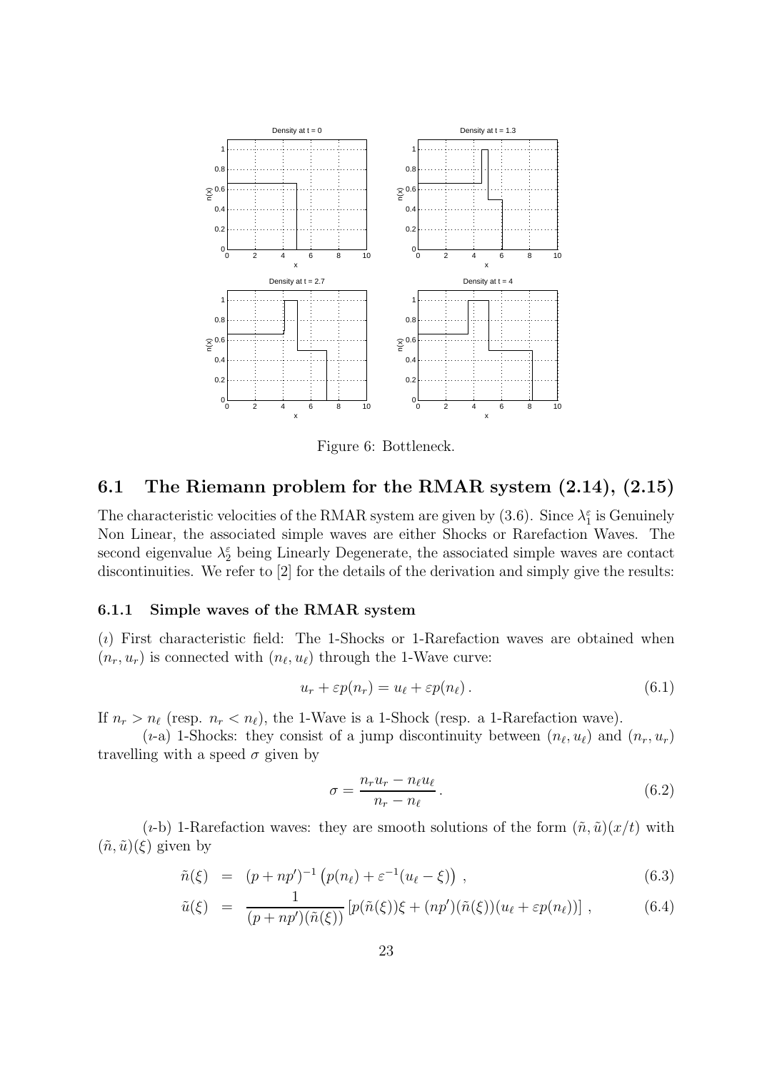Figure 6: Bottleneck.

## 6.1 The Riemann problem for the RMAR system (2.14), (2.15)

The characteristic velocities of the RMAR system are given by (3.6). Since $\lambda_1^\varepsilon$ is Genuinely Non Linear, the associated simple waves are either Shocks or Rarefaction Waves. The second eigenvalue $\lambda_2^\varepsilon$ being Linearly Degenerate, the associated simple waves are contact discontinuities. We refer to [2] for the details of the derivation and simply give the results:

### 6.1.1 Simple waves of the RMAR system

($\imath$) First characteristic field: The 1-Shocks or 1-Rarefaction waves are obtained when $(n_r, u_r)$ is connected with $(n_\ell, u_\ell)$ through the 1-Wave curve:

$$u_r + \varepsilon p(n_r) = u_\ell + \varepsilon p(n_\ell) \,. \tag{6.1}$$

If $n_r > n_\ell$ (resp. $n_r < n_\ell$), the 1-Wave is a 1-Shock (resp. a 1-Rarefaction wave).

($\imath$-a) 1-Shocks: they consist of a jump discontinuity between $(n_\ell, u_\ell)$ and $(n_r, u_r)$ travelling with a speed $\sigma$ given by

$$\sigma = \frac{n_r u_r - n_\ell u_\ell}{n_r - n_\ell} \,. \tag{6.2}$$

($\imath$-b) 1-Rarefaction waves: they are smooth solutions of the form $(\tilde{n}, \tilde{u})(x/t)$ with $(\tilde{n}, \tilde{u})(\xi)$ given by

$$\tilde{n}(\xi) = (p + np')^{-1} \left( p(n_\ell) + \varepsilon^{-1}(u_\ell - \xi) \right) \,, \tag{6.3}$$

$$\tilde{u}(\xi) = \frac{1}{(p + np')(\tilde{n}(\xi))} \left[ p(\tilde{n}(\xi))\xi + (np')(\tilde{n}(\xi))(u_\ell + \varepsilon p(n_\ell)) \right] \,, \tag{6.4}$$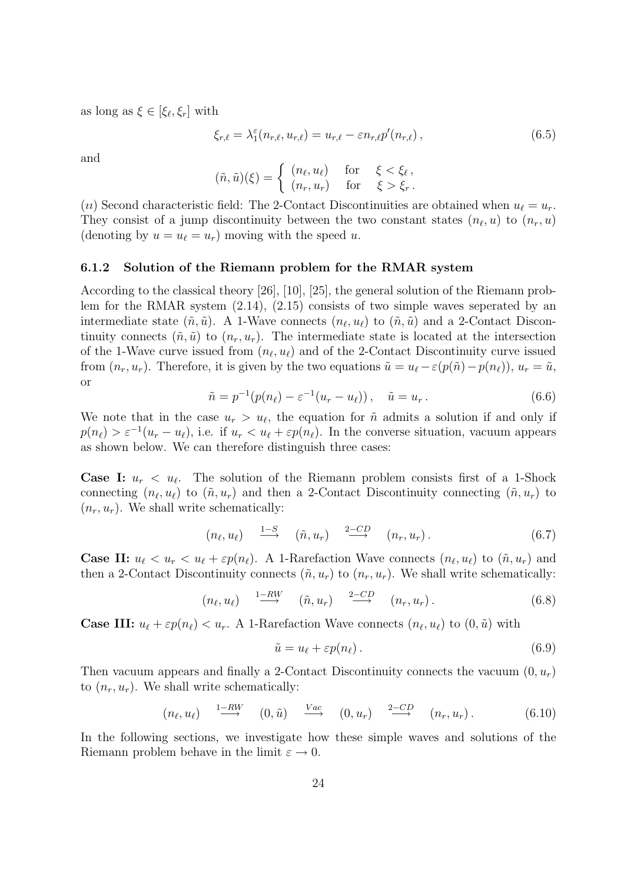as long as $\xi \in [\xi_\ell, \xi_r]$ with

$$\xi_{r,\ell} = \lambda_1^\varepsilon(n_{r,\ell}, u_{r,\ell}) = u_{r,\ell} - \varepsilon n_{r,\ell} p'(n_{r,\ell}), \tag{6.5}$$

and

$$(\tilde{n}, \tilde{u})(\xi) = \begin{cases} (n_\ell, u_\ell) & \text{for} \quad \xi < \xi_\ell, \\ (n_r, u_r) & \text{for} \quad \xi > \xi_r. \end{cases}$$

($\imath\imath$) Second characteristic field: The 2-Contact Discontinuities are obtained when $u_\ell = u_r$. They consist of a jump discontinuity between the two constant states $(n_\ell, u)$ to $(n_r, u)$ (denoting by $u = u_\ell = u_r$) moving with the speed $u$.

### 6.1.2 Solution of the Riemann problem for the RMAR system

According to the classical theory [26], [10], [25], the general solution of the Riemann problem for the RMAR system (2.14), (2.15) consists of two simple waves seperated by an intermediate state $(\tilde{n}, \tilde{u})$. A 1-Wave connects $(n_\ell, u_\ell)$ to $(\tilde{n}, \tilde{u})$ and a 2-Contact Discontinuity connects $(\tilde{n}, \tilde{u})$ to $(n_r, u_r)$. The intermediate state is located at the intersection of the 1-Wave curve issued from $(n_\ell, u_\ell)$ and of the 2-Contact Discontinuity curve issued from $(n_r, u_r)$. Therefore, it is given by the two equations $\tilde{u} = u_\ell - \varepsilon(p(\tilde{n}) - p(n_\ell))$, $u_r = \tilde{u}$, or

$$\tilde{n} = p^{-1}(p(n_\ell) - \varepsilon^{-1}(u_r - u_\ell)), \quad \tilde{u} = u_r. \tag{6.6}$$

We note that in the case $u_r > u_\ell$, the equation for $\tilde{n}$ admits a solution if and only if $p(n_\ell) > \varepsilon^{-1}(u_r - u_\ell)$, i.e. if $u_r < u_\ell + \varepsilon p(n_\ell)$. In the converse situation, vacuum appears as shown below. We can therefore distinguish three cases:

**Case I:** $u_r < u_\ell$. The solution of the Riemann problem consists first of a 1-Shock connecting $(n_\ell, u_\ell)$ to $(\tilde{n}, u_r)$ and then a 2-Contact Discontinuity connecting $(\tilde{n}, u_r)$ to $(n_r, u_r)$. We shall write schematically:

$$(n_\ell, u_\ell) \quad \overset{1-S}{\longrightarrow} \quad (\tilde{n}, u_r) \quad \overset{2-CD}{\longrightarrow} \quad (n_r, u_r). \tag{6.7}$$

**Case II:** $u_\ell < u_r < u_\ell + \varepsilon p(n_\ell)$. A 1-Rarefaction Wave connects $(n_\ell, u_\ell)$ to $(\tilde{n}, u_r)$ and then a 2-Contact Discontinuity connects $(\tilde{n}, u_r)$ to $(n_r, u_r)$. We shall write schematically:

$$(n_\ell, u_\ell) \quad \overset{1-RW}{\longrightarrow} \quad (\tilde{n}, u_r) \quad \overset{2-CD}{\longrightarrow} \quad (n_r, u_r). \tag{6.8}$$

**Case III:** $u_\ell + \varepsilon p(n_\ell) < u_r$. A 1-Rarefaction Wave connects $(n_\ell, u_\ell)$ to $(0, \tilde{u})$ with

$$\tilde{u} = u_\ell + \varepsilon p(n_\ell). \tag{6.9}$$

Then vacuum appears and finally a 2-Contact Discontinuity connects the vacuum $(0, u_r)$ to $(n_r, u_r)$. We shall write schematically:

$$(n_\ell, u_\ell) \quad \overset{1-RW}{\longrightarrow} \quad (0, \tilde{u}) \quad \overset{Vac}{\longrightarrow} \quad (0, u_r) \quad \overset{2-CD}{\longrightarrow} \quad (n_r, u_r). \tag{6.10}$$

In the following sections, we investigate how these simple waves and solutions of the Riemann problem behave in the limit $\varepsilon \to 0$.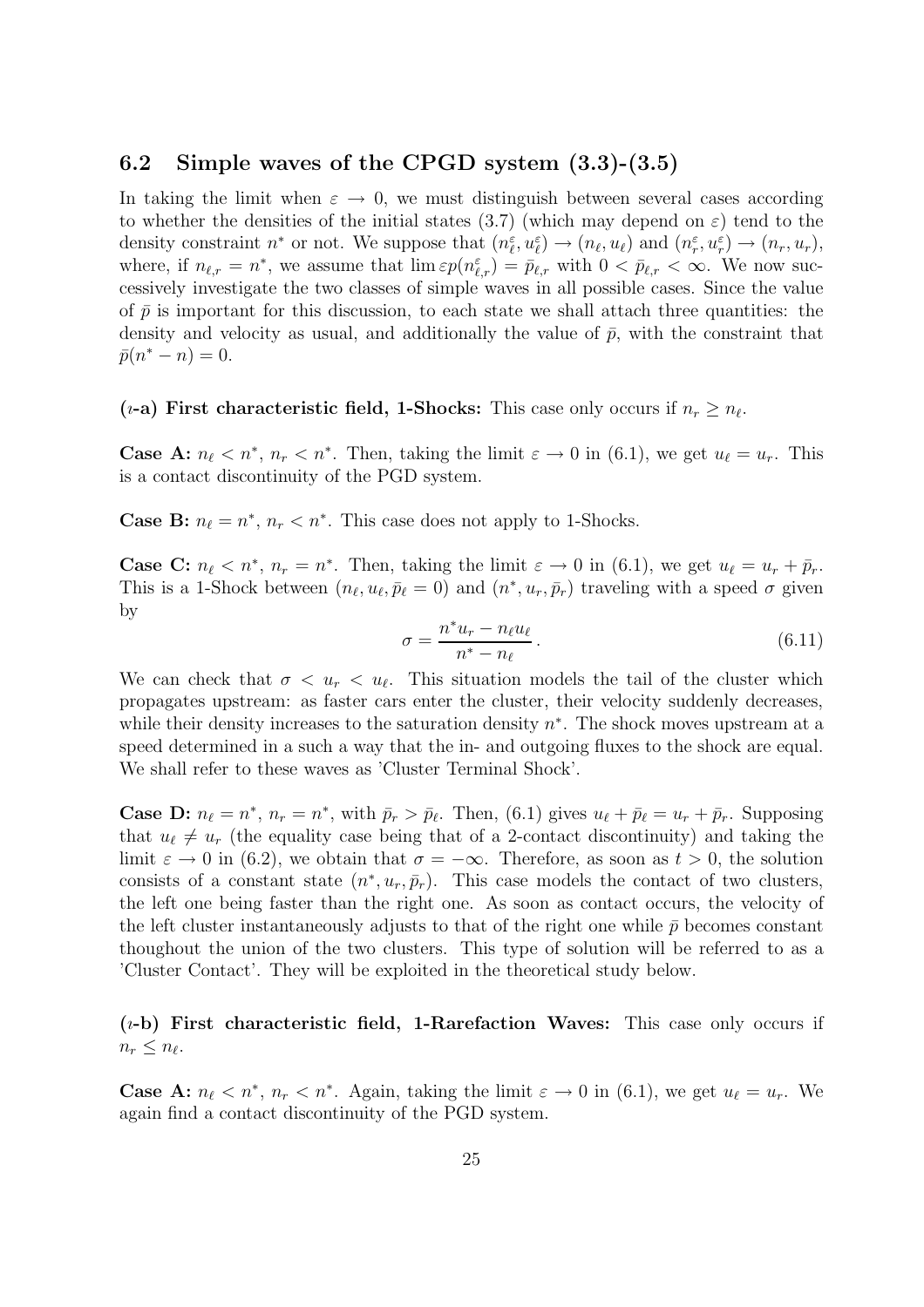## 6.2 Simple waves of the CPGD system (3.3)-(3.5)

In taking the limit when $\varepsilon \to 0$, we must distinguish between several cases according to whether the densities of the initial states (3.7) (which may depend on $\varepsilon$) tend to the density constraint $n^*$ or not. We suppose that $(n_\ell^\varepsilon, u_\ell^\varepsilon) \to (n_\ell, u_\ell)$ and $(n_r^\varepsilon, u_r^\varepsilon) \to (n_r, u_r)$, where, if $n_{\ell,r} = n^*$, we assume that $\lim \varepsilon p(n_{\ell,r}^\varepsilon) = \bar{p}_{\ell,r}$ with $0 < \bar{p}_{\ell,r} < \infty$. We now successively investigate the two classes of simple waves in all possible cases. Since the value of $\bar{p}$ is important for this discussion, to each state we shall attach three quantities: the density and velocity as usual, and additionally the value of $\bar{p}$, with the constraint that $\bar{p}(n^* - n) = 0$.

**($\imath$-a) First characteristic field, 1-Shocks:** This case only occurs if $n_r \geq n_\ell$.

**Case A:** $n_\ell < n^*$, $n_r < n^*$. Then, taking the limit $\varepsilon \to 0$ in (6.1), we get $u_\ell = u_r$. This is a contact discontinuity of the PGD system.

**Case B:** $n_\ell = n^*$, $n_r < n^*$. This case does not apply to 1-Shocks.

**Case C:** $n_\ell < n^*$, $n_r = n^*$. Then, taking the limit $\varepsilon \to 0$ in (6.1), we get $u_\ell = u_r + \bar{p}_r$. This is a 1-Shock between $(n_\ell, u_\ell, \bar{p}_\ell = 0)$ and $(n^*, u_r, \bar{p}_r)$ traveling with a speed $\sigma$ given by

$$\sigma = \frac{n^* u_r - n_\ell u_\ell}{n^* - n_\ell}\,. \tag{6.11}$$

We can check that $\sigma < u_r < u_\ell$. This situation models the tail of the cluster which propagates upstream: as faster cars enter the cluster, their velocity suddenly decreases, while their density increases to the saturation density $n^*$. The shock moves upstream at a speed determined in a such a way that the in- and outgoing fluxes to the shock are equal. We shall refer to these waves as 'Cluster Terminal Shock'.

**Case D:** $n_\ell = n^*$, $n_r = n^*$, with $\bar{p}_r > \bar{p}_\ell$. Then, (6.1) gives $u_\ell + \bar{p}_\ell = u_r + \bar{p}_r$. Supposing that $u_\ell \neq u_r$ (the equality case being that of a 2-contact discontinuity) and taking the limit $\varepsilon \to 0$ in (6.2), we obtain that $\sigma = -\infty$. Therefore, as soon as $t > 0$, the solution consists of a constant state $(n^*, u_r, \bar{p}_r)$. This case models the contact of two clusters, the left one being faster than the right one. As soon as contact occurs, the velocity of the left cluster instantaneously adjusts to that of the right one while $\bar{p}$ becomes constant thoughout the union of the two clusters. This type of solution will be referred to as a 'Cluster Contact'. They will be exploited in the theoretical study below.

**($\imath$-b) First characteristic field, 1-Rarefaction Waves:** This case only occurs if $n_r \leq n_\ell$.

**Case A:** $n_\ell < n^*$, $n_r < n^*$. Again, taking the limit $\varepsilon \to 0$ in (6.1), we get $u_\ell = u_r$. We again find a contact discontinuity of the PGD system.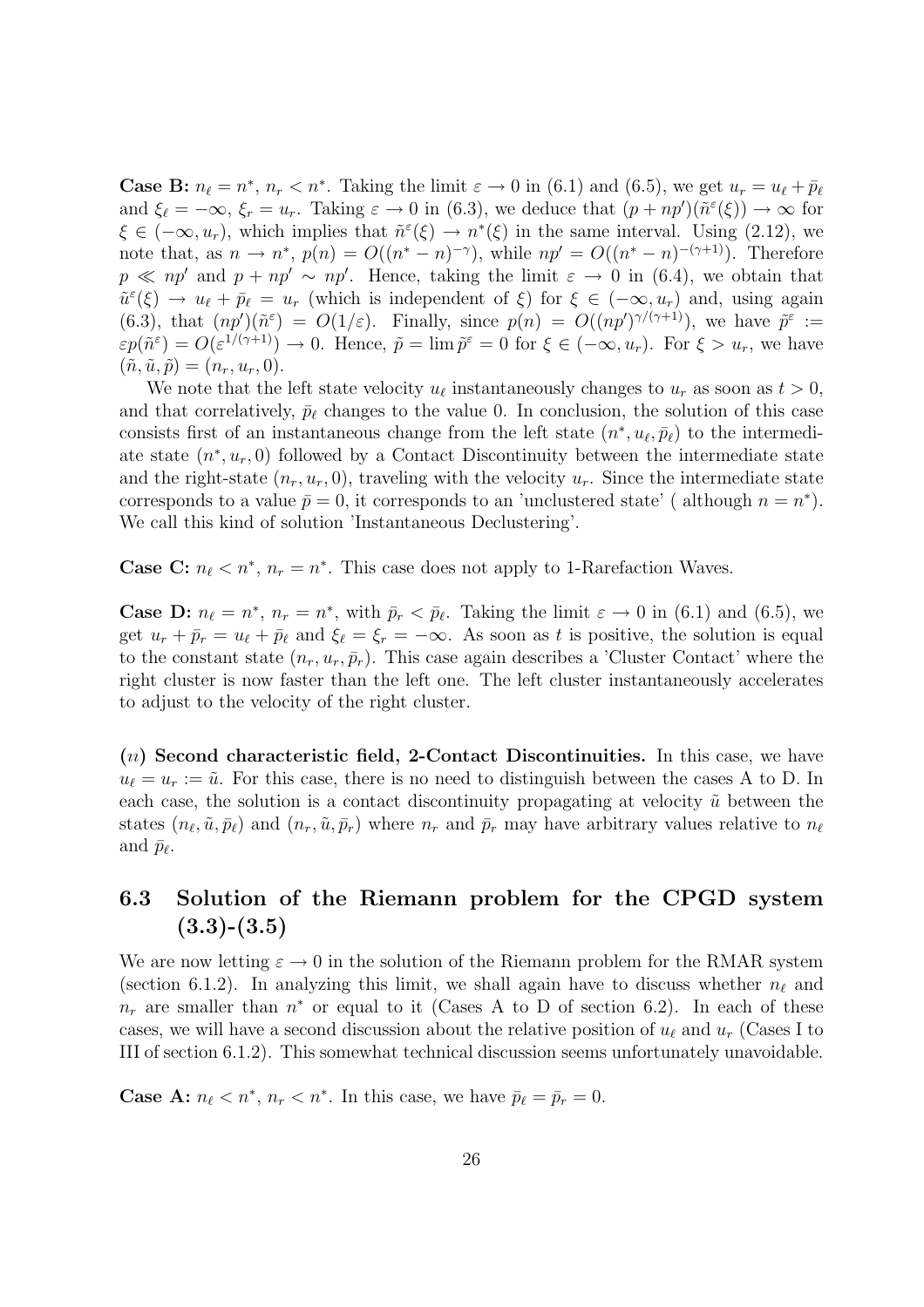**Case B:** $n_\ell = n^*$, $n_r < n^*$. Taking the limit $\varepsilon \to 0$ in (6.1) and (6.5), we get $u_r = u_\ell + \bar{p}_\ell$ and $\xi_\ell = -\infty$, $\xi_r = u_r$. Taking $\varepsilon \to 0$ in (6.3), we deduce that $(p + np')(\tilde{n}^\varepsilon(\xi)) \to \infty$ for $\xi \in (-\infty, u_r)$, which implies that $\tilde{n}^\varepsilon(\xi) \to n^*(\xi)$ in the same interval. Using (2.12), we note that, as $n \to n^*$, $p(n) = O((n^* - n)^{-\gamma})$, while $np' = O((n^* - n)^{-(\gamma+1)})$. Therefore $p \ll np'$ and $p + np' \sim np'$. Hence, taking the limit $\varepsilon \to 0$ in (6.4), we obtain that $\tilde{u}^\varepsilon(\xi) \to u_\ell + \bar{p}_\ell = u_r$ (which is independent of $\xi$) for $\xi \in (-\infty, u_r)$ and, using again (6.3), that $(np')(\tilde{n}^\varepsilon) = O(1/\varepsilon)$. Finally, since $p(n) = O((np')^{\gamma/(\gamma+1)})$, we have $\tilde{p}^\varepsilon := \varepsilon p(\tilde{n}^\varepsilon) = O(\varepsilon^{1/(\gamma+1)}) \to 0$. Hence, $\tilde{p} = \lim \tilde{p}^\varepsilon = 0$ for $\xi \in (-\infty, u_r)$. For $\xi > u_r$, we have $(\tilde{n}, \tilde{u}, \tilde{p}) = (n_r, u_r, 0)$.

We note that the left state velocity $u_\ell$ instantaneously changes to $u_r$ as soon as $t > 0$, and that correlatively, $\bar{p}_\ell$ changes to the value 0. In conclusion, the solution of this case consists first of an instantaneous change from the left state $(n^*, u_\ell, \bar{p}_\ell)$ to the intermediate state $(n^*, u_r, 0)$ followed by a Contact Discontinuity between the intermediate state and the right-state $(n_r, u_r, 0)$, traveling with the velocity $u_r$. Since the intermediate state corresponds to a value $\bar{p} = 0$, it corresponds to an 'unclustered state' ( although $n = n^*$). We call this kind of solution 'Instantaneous Declustering'.

**Case C:** $n_\ell < n^*$, $n_r = n^*$. This case does not apply to 1-Rarefaction Waves.

**Case D:** $n_\ell = n^*$, $n_r = n^*$, with $\bar{p}_r < \bar{p}_\ell$. Taking the limit $\varepsilon \to 0$ in (6.1) and (6.5), we get $u_r + \bar{p}_r = u_\ell + \bar{p}_\ell$ and $\xi_\ell = \xi_r = -\infty$. As soon as $t$ is positive, the solution is equal to the constant state $(n_r, u_r, \bar{p}_r)$. This case again describes a 'Cluster Contact' where the right cluster is now faster than the left one. The left cluster instantaneously accelerates to adjust to the velocity of the right cluster.

**(*ii*) Second characteristic field, 2-Contact Discontinuities.** In this case, we have $u_\ell = u_r := \tilde{u}$. For this case, there is no need to distinguish between the cases A to D. In each case, the solution is a contact discontinuity propagating at velocity $\tilde{u}$ between the states $(n_\ell, \tilde{u}, \bar{p}_\ell)$ and $(n_r, \tilde{u}, \bar{p}_r)$ where $n_r$ and $\bar{p}_r$ may have arbitrary values relative to $n_\ell$ and $\bar{p}_\ell$.

## 6.3 Solution of the Riemann problem for the CPGD system (3.3)-(3.5)

We are now letting $\varepsilon \to 0$ in the solution of the Riemann problem for the RMAR system (section 6.1.2). In analyzing this limit, we shall again have to discuss whether $n_\ell$ and $n_r$ are smaller than $n^*$ or equal to it (Cases A to D of section 6.2). In each of these cases, we will have a second discussion about the relative position of $u_\ell$ and $u_r$ (Cases I to III of section 6.1.2). This somewhat technical discussion seems unfortunately unavoidable.

**Case A:** $n_\ell < n^*$, $n_r < n^*$. In this case, we have $\bar{p}_\ell = \bar{p}_r = 0$.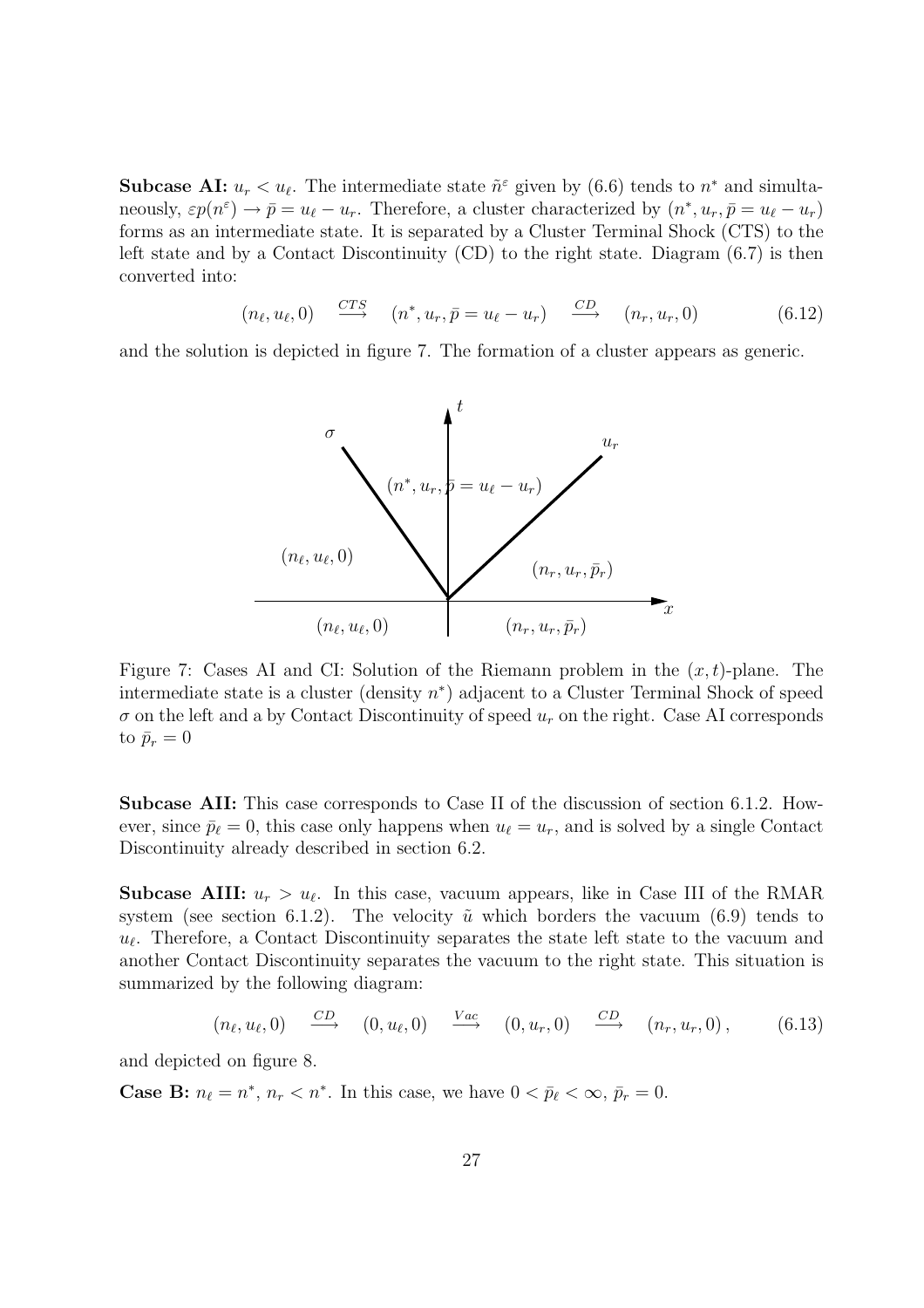**Subcase AI:** $u_r < u_\ell$. The intermediate state $\tilde{n}^\varepsilon$ given by (6.6) tends to $n^*$ and simultaneously, $\varepsilon p(n^\varepsilon) \to \bar{p} = u_\ell - u_r$. Therefore, a cluster characterized by $(n^*, u_r, \bar{p} = u_\ell - u_r)$ forms as an intermediate state. It is separated by a Cluster Terminal Shock (CTS) to the left state and by a Contact Discontinuity (CD) to the right state. Diagram (6.7) is then converted into:

$$(n_\ell, u_\ell, 0) \quad \stackrel{CTS}{\longrightarrow} \quad (n^*, u_r, \bar{p} = u_\ell - u_r) \quad \stackrel{CD}{\longrightarrow} \quad (n_r, u_r, 0) \tag{6.12}$$

and the solution is depicted in figure 7. The formation of a cluster appears as generic.

Figure 7: Cases AI and CI: Solution of the Riemann problem in the $(x,t)$-plane. The intermediate state is a cluster (density $n^*$) adjacent to a Cluster Terminal Shock of speed $\sigma$ on the left and a by Contact Discontinuity of speed $u_r$ on the right. Case AI corresponds to $\bar{p}_r = 0$

**Subcase AII:** This case corresponds to Case II of the discussion of section 6.1.2. However, since $\bar{p}_\ell = 0$, this case only happens when $u_\ell = u_r$, and is solved by a single Contact Discontinuity already described in section 6.2.

**Subcase AIII:** $u_r > u_\ell$. In this case, vacuum appears, like in Case III of the RMAR system (see section 6.1.2). The velocity $\tilde{u}$ which borders the vacuum (6.9) tends to $u_\ell$. Therefore, a Contact Discontinuity separates the state left state to the vacuum and another Contact Discontinuity separates the vacuum to the right state. This situation is summarized by the following diagram:

$$(n_\ell, u_\ell, 0) \quad \stackrel{CD}{\longrightarrow} \quad (0, u_\ell, 0) \quad \stackrel{Vac}{\longrightarrow} \quad (0, u_r, 0) \quad \stackrel{CD}{\longrightarrow} \quad (n_r, u_r, 0)\,, \tag{6.13}$$

and depicted on figure 8.

**Case B:** $n_\ell = n^*$, $n_r < n^*$. In this case, we have $0 < \bar{p}_\ell < \infty$, $\bar{p}_r = 0$.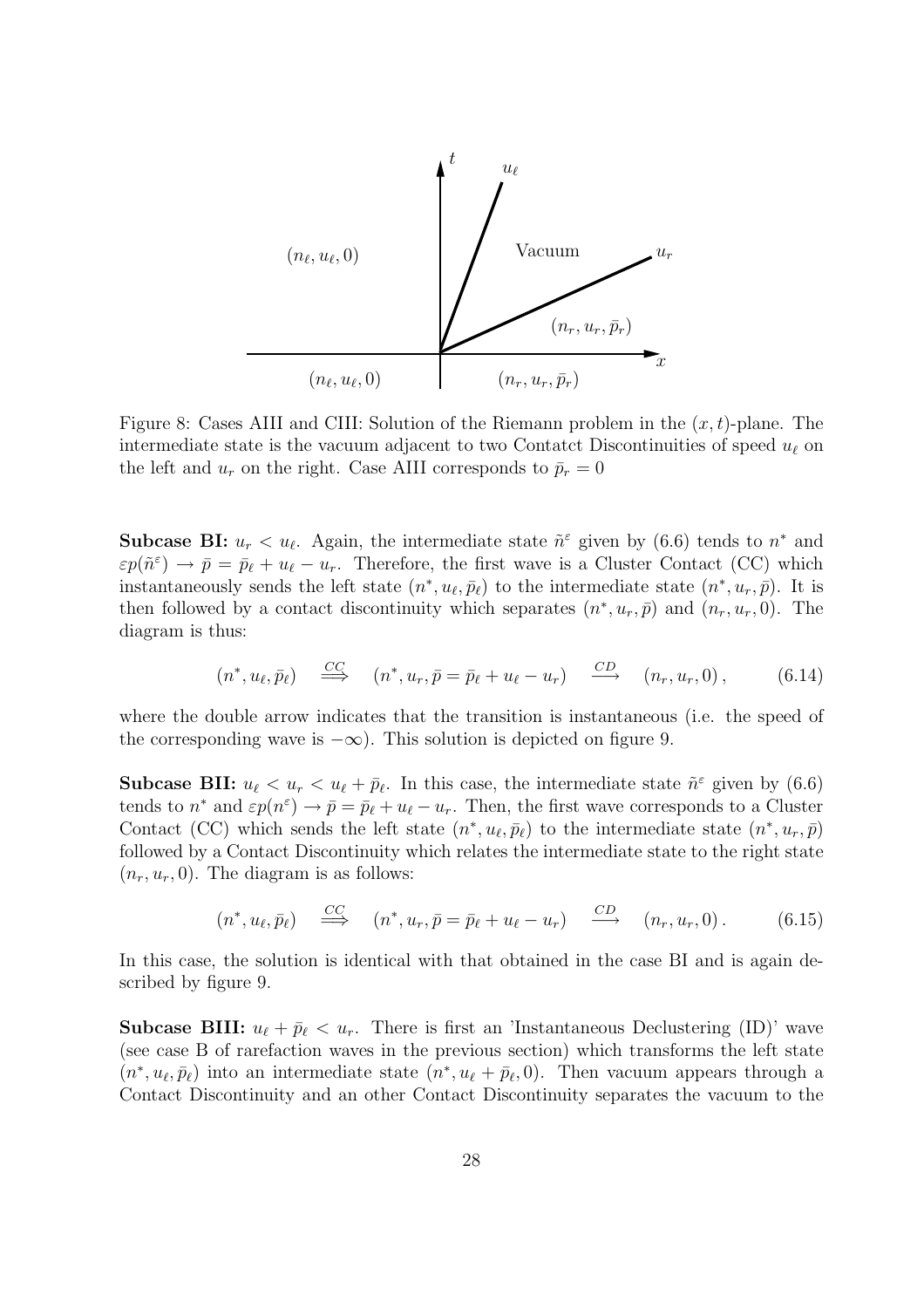Figure 8: Cases AIII and CIII: Solution of the Riemann problem in the $(x, t)$-plane. The intermediate state is the vacuum adjacent to two Contatct Discontinuities of speed $u_\ell$ on the left and $u_r$ on the right. Case AIII corresponds to $\bar{p}_r = 0$

**Subcase BI:** $u_r < u_\ell$. Again, the intermediate state $\tilde{n}^\varepsilon$ given by (6.6) tends to $n^*$ and $\varepsilon p(\tilde{n}^\varepsilon) \to \bar{p} = \bar{p}_\ell + u_\ell - u_r$. Therefore, the first wave is a Cluster Contact (CC) which instantaneously sends the left state $(n^*, u_\ell, \bar{p}_\ell)$ to the intermediate state $(n^*, u_r, \bar{p})$. It is then followed by a contact discontinuity which separates $(n^*, u_r, \bar{p})$ and $(n_r, u_r, 0)$. The diagram is thus:

$$(n^*, u_\ell, \bar{p}_\ell) \quad \overset{CC}{\Longrightarrow} \quad (n^*, u_r, \bar{p} = \bar{p}_\ell + u_\ell - u_r) \quad \overset{CD}{\longrightarrow} \quad (n_r, u_r, 0)\,, \tag{6.14}$$

where the double arrow indicates that the transition is instantaneous (i.e. the speed of the corresponding wave is $-\infty$). This solution is depicted on figure 9.

**Subcase BII:** $u_\ell < u_r < u_\ell + \bar{p}_\ell$. In this case, the intermediate state $\tilde{n}^\varepsilon$ given by (6.6) tends to $n^*$ and $\varepsilon p(n^\varepsilon) \to \bar{p} = \bar{p}_\ell + u_\ell - u_r$. Then, the first wave corresponds to a Cluster Contact (CC) which sends the left state $(n^*, u_\ell, \bar{p}_\ell)$ to the intermediate state $(n^*, u_r, \bar{p})$ followed by a Contact Discontinuity which relates the intermediate state to the right state $(n_r, u_r, 0)$. The diagram is as follows:

$$(n^*, u_\ell, \bar{p}_\ell) \quad \overset{CC}{\Longrightarrow} \quad (n^*, u_r, \bar{p} = \bar{p}_\ell + u_\ell - u_r) \quad \overset{CD}{\longrightarrow} \quad (n_r, u_r, 0)\,. \tag{6.15}$$

In this case, the solution is identical with that obtained in the case BI and is again described by figure 9.

**Subcase BIII:** $u_\ell + \bar{p}_\ell < u_r$. There is first an 'Instantaneous Declustering (ID)' wave (see case B of rarefaction waves in the previous section) which transforms the left state $(n^*, u_\ell, \bar{p}_\ell)$ into an intermediate state $(n^*, u_\ell + \bar{p}_\ell, 0)$. Then vacuum appears through a Contact Discontinuity and an other Contact Discontinuity separates the vacuum to the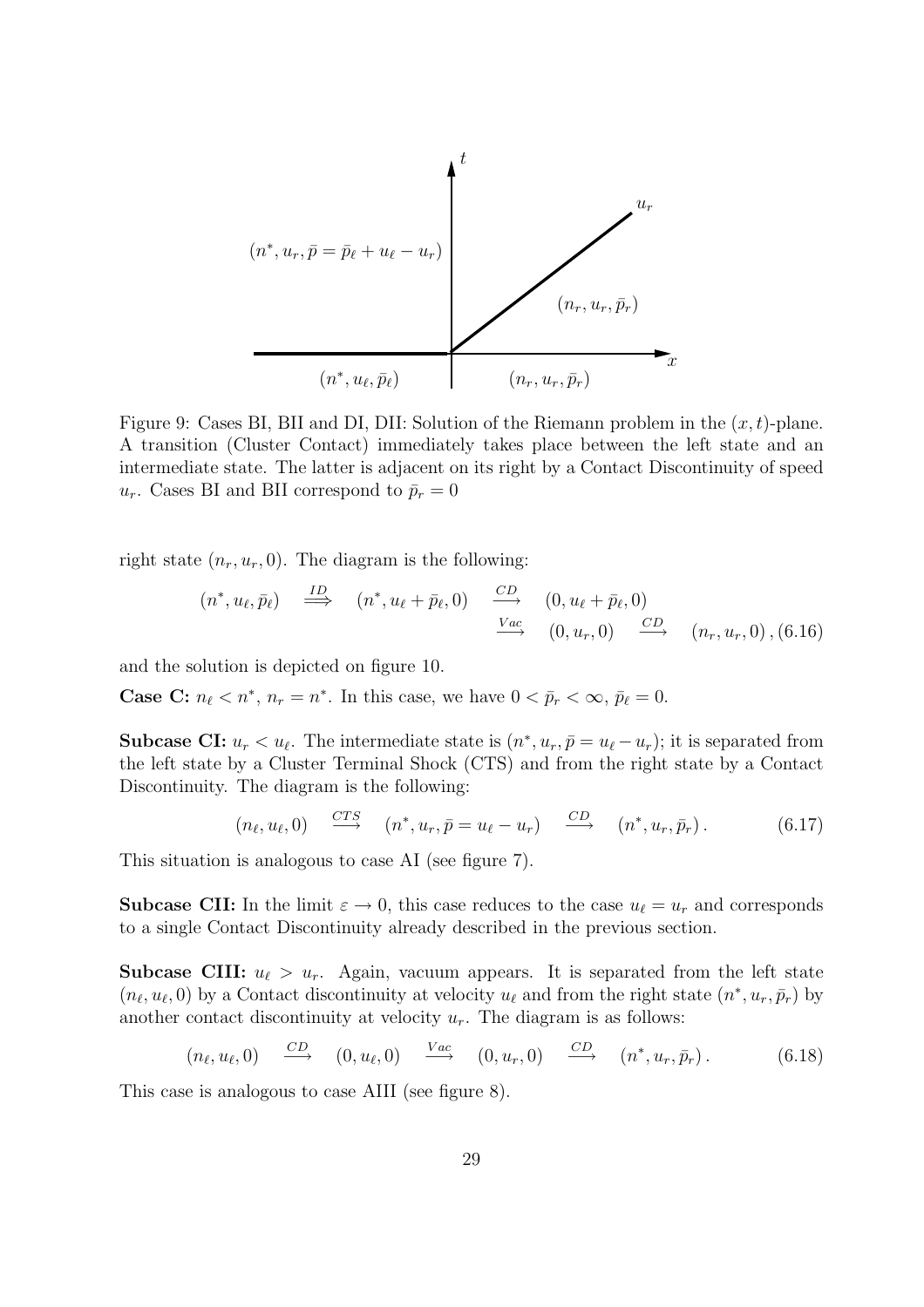Figure 9: Cases BI, BII and DI, DII: Solution of the Riemann problem in the $(x,t)$-plane. A transition (Cluster Contact) immediately takes place between the left state and an intermediate state. The latter is adjacent on its right by a Contact Discontinuity of speed $u_r$. Cases BI and BII correspond to $\bar{p}_r = 0$

right state $(n_r, u_r, 0)$. The diagram is the following:

$$
\begin{aligned}
(n^*, u_\ell, \bar{p}_\ell) \quad \overset{ID}{\Longrightarrow} \quad (n^*, u_\ell + \bar{p}_\ell, 0) \quad \overset{CD}{\longrightarrow} \quad & (0, u_\ell + \bar{p}_\ell, 0) \\
\overset{Vac}{\longrightarrow} \quad & (0, u_r, 0) \quad \overset{CD}{\longrightarrow} \quad (n_r, u_r, 0), \quad (6.16)
\end{aligned}
$$

and the solution is depicted on figure 10.

**Case C:** $n_\ell < n^*$, $n_r = n^*$. In this case, we have $0 < \bar{p}_r < \infty$, $\bar{p}_\ell = 0$.

**Subcase CI:** $u_r < u_\ell$. The intermediate state is $(n^*, u_r, \bar{p} = u_\ell - u_r)$; it is separated from the left state by a Cluster Terminal Shock (CTS) and from the right state by a Contact Discontinuity. The diagram is the following:

$$
(n_\ell, u_\ell, 0) \quad \overset{CTS}{\longrightarrow} \quad (n^*, u_r, \bar{p} = u_\ell - u_r) \quad \overset{CD}{\longrightarrow} \quad (n^*, u_r, \bar{p}_r). \tag{6.17}
$$

This situation is analogous to case AI (see figure 7).

**Subcase CII:** In the limit $\varepsilon \to 0$, this case reduces to the case $u_\ell = u_r$ and corresponds to a single Contact Discontinuity already described in the previous section.

**Subcase CIII:** $u_\ell > u_r$. Again, vacuum appears. It is separated from the left state $(n_\ell, u_\ell, 0)$ by a Contact discontinuity at velocity $u_\ell$ and from the right state $(n^*, u_r, \bar{p}_r)$ by another contact discontinuity at velocity $u_r$. The diagram is as follows:

$$
(n_\ell, u_\ell, 0) \quad \overset{CD}{\longrightarrow} \quad (0, u_\ell, 0) \quad \overset{Vac}{\longrightarrow} \quad (0, u_r, 0) \quad \overset{CD}{\longrightarrow} \quad (n^*, u_r, \bar{p}_r). \tag{6.18}
$$

This case is analogous to case AIII (see figure 8).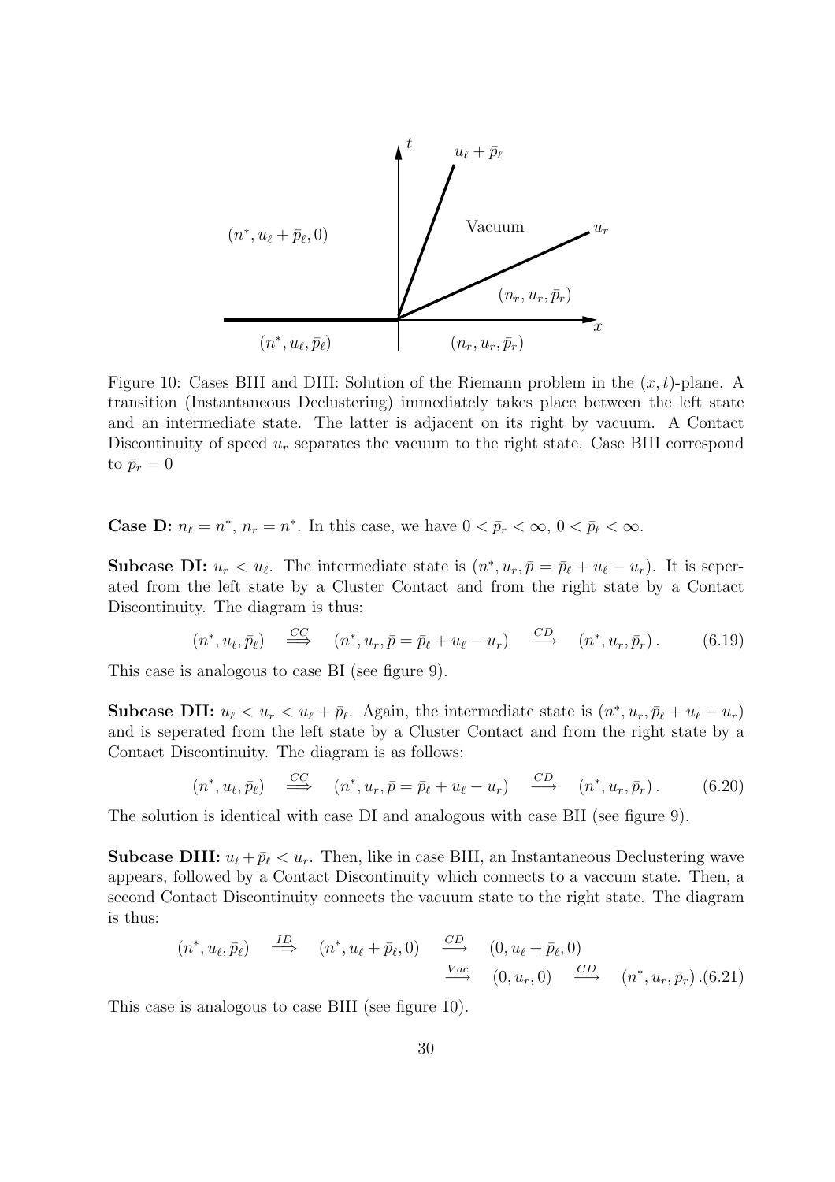Figure 10: Cases BIII and DIII: Solution of the Riemann problem in the $(x,t)$-plane. A transition (Instantaneous Declustering) immediately takes place between the left state and an intermediate state. The latter is adjacent on its right by vacuum. A Contact Discontinuity of speed $u_r$ separates the vacuum to the right state. Case BIII correspond to $\bar{p}_r = 0$

**Case D:** $n_\ell = n^*$, $n_r = n^*$. In this case, we have $0 < \bar{p}_r < \infty$, $0 < \bar{p}_\ell < \infty$.

**Subcase DI:** $u_r < u_\ell$. The intermediate state is $(n^*, u_r, \bar{p} = \bar{p}_\ell + u_\ell - u_r)$. It is seperated from the left state by a Cluster Contact and from the right state by a Contact Discontinuity. The diagram is thus:

$$(n^*, u_\ell, \bar{p}_\ell) \quad \overset{CC}{\Longrightarrow} \quad (n^*, u_r, \bar{p} = \bar{p}_\ell + u_\ell - u_r) \quad \overset{CD}{\longrightarrow} \quad (n^*, u_r, \bar{p}_r)\,. \tag{6.19}$$

This case is analogous to case BI (see figure 9).

**Subcase DII:** $u_\ell < u_r < u_\ell + \bar{p}_\ell$. Again, the intermediate state is $(n^*, u_r, \bar{p}_\ell + u_\ell - u_r)$ and is seperated from the left state by a Cluster Contact and from the right state by a Contact Discontinuity. The diagram is as follows:

$$(n^*, u_\ell, \bar{p}_\ell) \quad \overset{CC}{\Longrightarrow} \quad (n^*, u_r, \bar{p} = \bar{p}_\ell + u_\ell - u_r) \quad \overset{CD}{\longrightarrow} \quad (n^*, u_r, \bar{p}_r)\,. \tag{6.20}$$

The solution is identical with case DI and analogous with case BII (see figure 9).

**Subcase DIII:** $u_\ell + \bar{p}_\ell < u_r$. Then, like in case BIII, an Instantaneous Declustering wave appears, followed by a Contact Discontinuity which connects to a vaccum state. Then, a second Contact Discontinuity connects the vacuum state to the right state. The diagram is thus:

$$\begin{aligned}(n^*, u_\ell, \bar{p}_\ell) \quad \overset{ID}{\Longrightarrow} \quad (n^*, u_\ell + \bar{p}_\ell, 0) \quad &\overset{CD}{\longrightarrow} \quad (0, u_\ell + \bar{p}_\ell, 0) \\ &\overset{Vac}{\longrightarrow} \quad (0, u_r, 0) \quad \overset{CD}{\longrightarrow} \quad (n^*, u_r, \bar{p}_r)\,.\end{aligned} \tag{6.21}$$

This case is analogous to case BIII (see figure 10).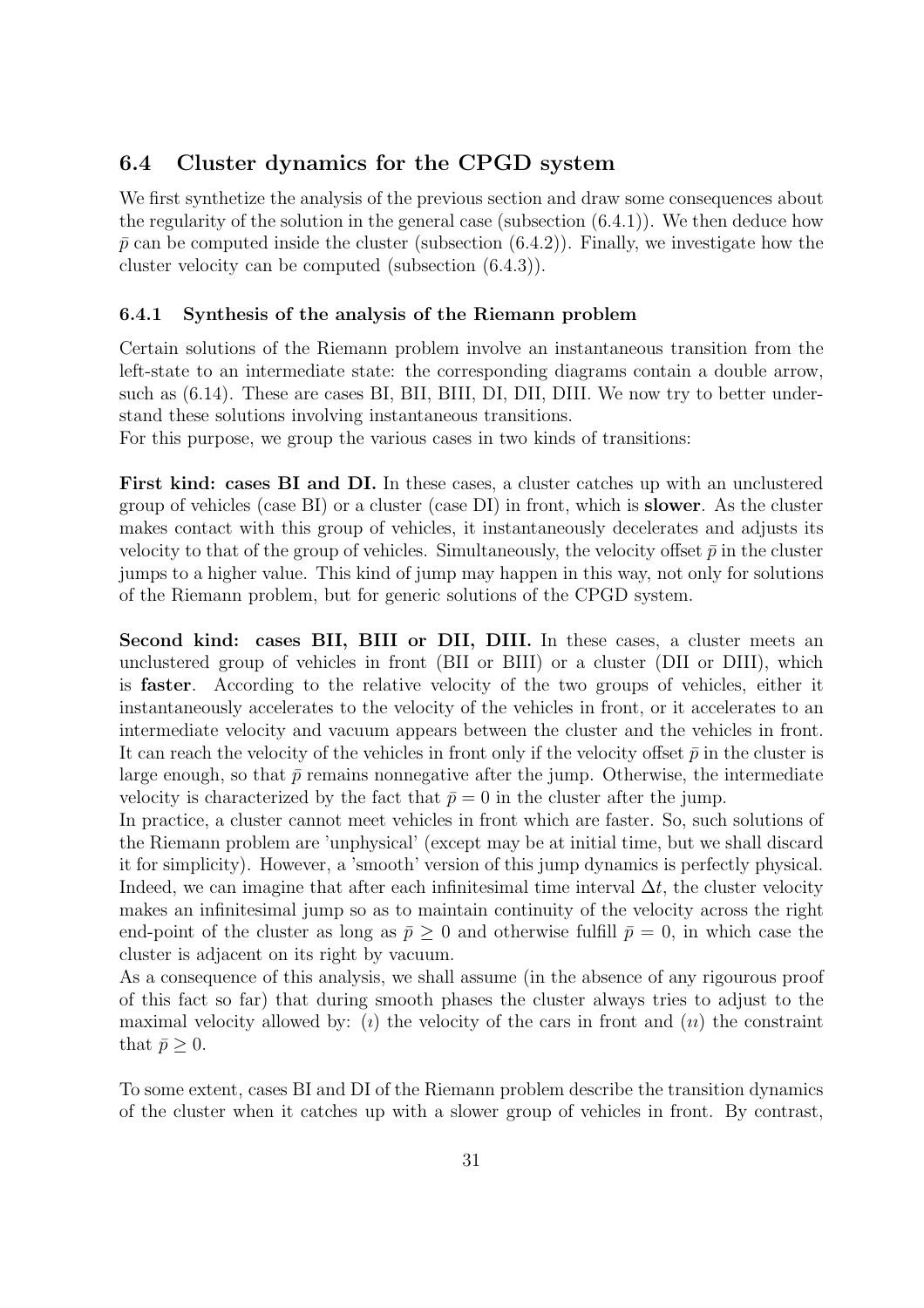## 6.4 Cluster dynamics for the CPGD system

We first synthetize the analysis of the previous section and draw some consequences about the regularity of the solution in the general case (subsection (6.4.1)). We then deduce how $\bar{p}$ can be computed inside the cluster (subsection (6.4.2)). Finally, we investigate how the cluster velocity can be computed (subsection (6.4.3)).

### 6.4.1 Synthesis of the analysis of the Riemann problem

Certain solutions of the Riemann problem involve an instantaneous transition from the left-state to an intermediate state: the corresponding diagrams contain a double arrow, such as (6.14). These are cases BI, BII, BIII, DI, DII, DIII. We now try to better understand these solutions involving instantaneous transitions.

For this purpose, we group the various cases in two kinds of transitions:

**First kind: cases BI and DI.** In these cases, a cluster catches up with an unclustered group of vehicles (case BI) or a cluster (case DI) in front, which is **slower**. As the cluster makes contact with this group of vehicles, it instantaneously decelerates and adjusts its velocity to that of the group of vehicles. Simultaneously, the velocity offset $\bar{p}$ in the cluster jumps to a higher value. This kind of jump may happen in this way, not only for solutions of the Riemann problem, but for generic solutions of the CPGD system.

**Second kind: cases BII, BIII or DII, DIII.** In these cases, a cluster meets an unclustered group of vehicles in front (BII or BIII) or a cluster (DII or DIII), which is **faster**. According to the relative velocity of the two groups of vehicles, either it instantaneously accelerates to the velocity of the vehicles in front, or it accelerates to an intermediate velocity and vacuum appears between the cluster and the vehicles in front. It can reach the velocity of the vehicles in front only if the velocity offset $\bar{p}$ in the cluster is large enough, so that $\bar{p}$ remains nonnegative after the jump. Otherwise, the intermediate velocity is characterized by the fact that $\bar{p} = 0$ in the cluster after the jump.

In practice, a cluster cannot meet vehicles in front which are faster. So, such solutions of the Riemann problem are 'unphysical' (except may be at initial time, but we shall discard it for simplicity). However, a 'smooth' version of this jump dynamics is perfectly physical. Indeed, we can imagine that after each infinitesimal time interval $\Delta t$, the cluster velocity makes an infinitesimal jump so as to maintain continuity of the velocity across the right end-point of the cluster as long as $\bar{p} \geq 0$ and otherwise fulfill $\bar{p} = 0$, in which case the cluster is adjacent on its right by vacuum.

As a consequence of this analysis, we shall assume (in the absence of any rigourous proof of this fact so far) that during smooth phases the cluster always tries to adjust to the maximal velocity allowed by: ($\imath$) the velocity of the cars in front and ($\imath\imath$) the constraint that $\bar{p} \geq 0$.

To some extent, cases BI and DI of the Riemann problem describe the transition dynamics of the cluster when it catches up with a slower group of vehicles in front. By contrast,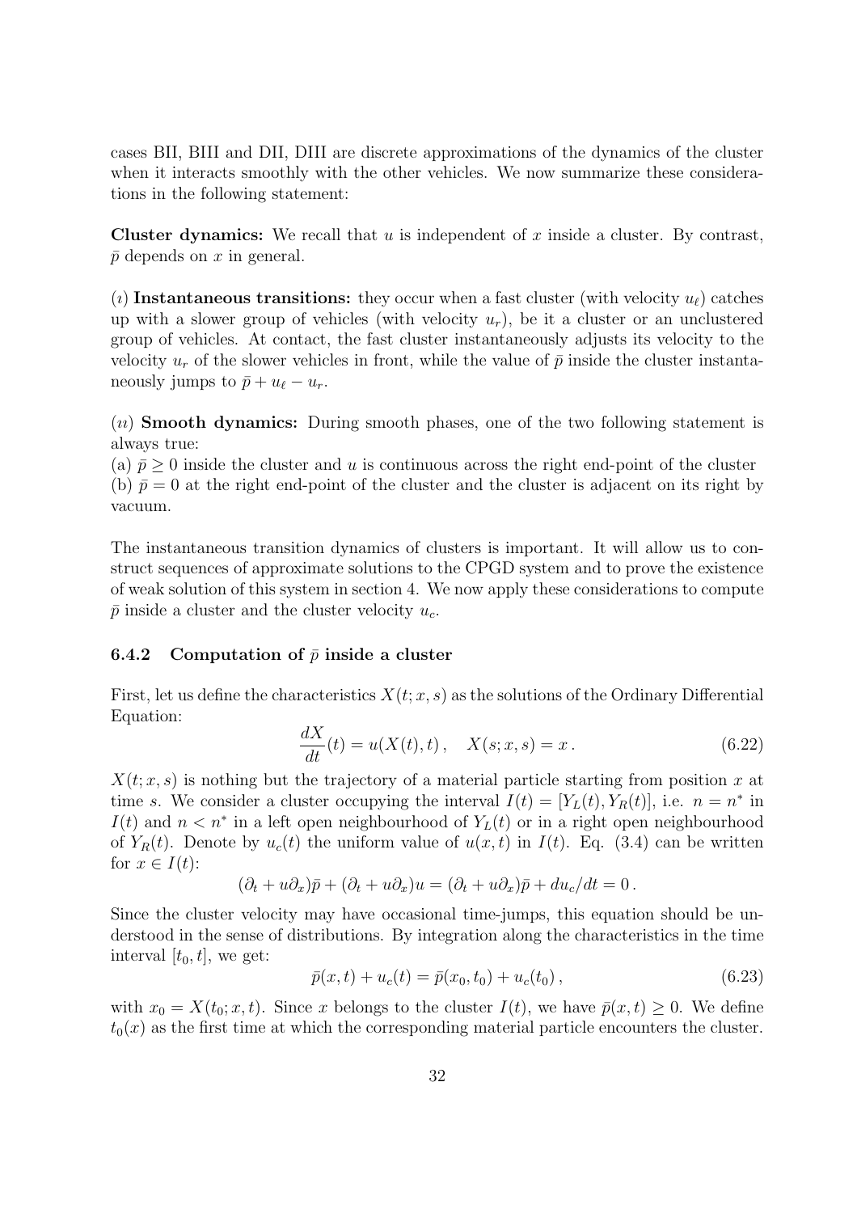cases BII, BIII and DII, DIII are discrete approximations of the dynamics of the cluster when it interacts smoothly with the other vehicles. We now summarize these considerations in the following statement:

**Cluster dynamics:** We recall that $u$ is independent of $x$ inside a cluster. By contrast, $\bar{p}$ depends on $x$ in general.

($\imath$) **Instantaneous transitions:** they occur when a fast cluster (with velocity $u_\ell$) catches up with a slower group of vehicles (with velocity $u_r$), be it a cluster or an unclustered group of vehicles. At contact, the fast cluster instantaneously adjusts its velocity to the velocity $u_r$ of the slower vehicles in front, while the value of $\bar{p}$ inside the cluster instantaneously jumps to $\bar{p} + u_\ell - u_r$.

($\imath\imath$) **Smooth dynamics:** During smooth phases, one of the two following statement is always true:
(a) $\bar{p} \geq 0$ inside the cluster and $u$ is continuous across the right end-point of the cluster
(b) $\bar{p} = 0$ at the right end-point of the cluster and the cluster is adjacent on its right by vacuum.

The instantaneous transition dynamics of clusters is important. It will allow us to construct sequences of approximate solutions to the CPGD system and to prove the existence of weak solution of this system in section 4. We now apply these considerations to compute $\bar{p}$ inside a cluster and the cluster velocity $u_c$.

### 6.4.2 Computation of $\bar{p}$ inside a cluster

First, let us define the characteristics $X(t; x, s)$ as the solutions of the Ordinary Differential Equation:

$$\frac{dX}{dt}(t) = u(X(t), t)\,, \quad X(s; x, s) = x\,. \tag{6.22}$$

$X(t; x, s)$ is nothing but the trajectory of a material particle starting from position $x$ at time $s$. We consider a cluster occupying the interval $I(t) = [Y_L(t), Y_R(t)]$, i.e. $n = n^*$ in $I(t)$ and $n < n^*$ in a left open neighbourhood of $Y_L(t)$ or in a right open neighbourhood of $Y_R(t)$. Denote by $u_c(t)$ the uniform value of $u(x, t)$ in $I(t)$. Eq. (3.4) can be written for $x \in I(t)$:

$$(\partial_t + u\partial_x)\bar{p} + (\partial_t + u\partial_x)u = (\partial_t + u\partial_x)\bar{p} + du_c/dt = 0\,.$$

Since the cluster velocity may have occasional time-jumps, this equation should be understood in the sense of distributions. By integration along the characteristics in the time interval $[t_0, t]$, we get:

$$\bar{p}(x, t) + u_c(t) = \bar{p}(x_0, t_0) + u_c(t_0)\,, \tag{6.23}$$

with $x_0 = X(t_0; x, t)$. Since $x$ belongs to the cluster $I(t)$, we have $\bar{p}(x, t) \geq 0$. We define $t_0(x)$ as the first time at which the corresponding material particle encounters the cluster.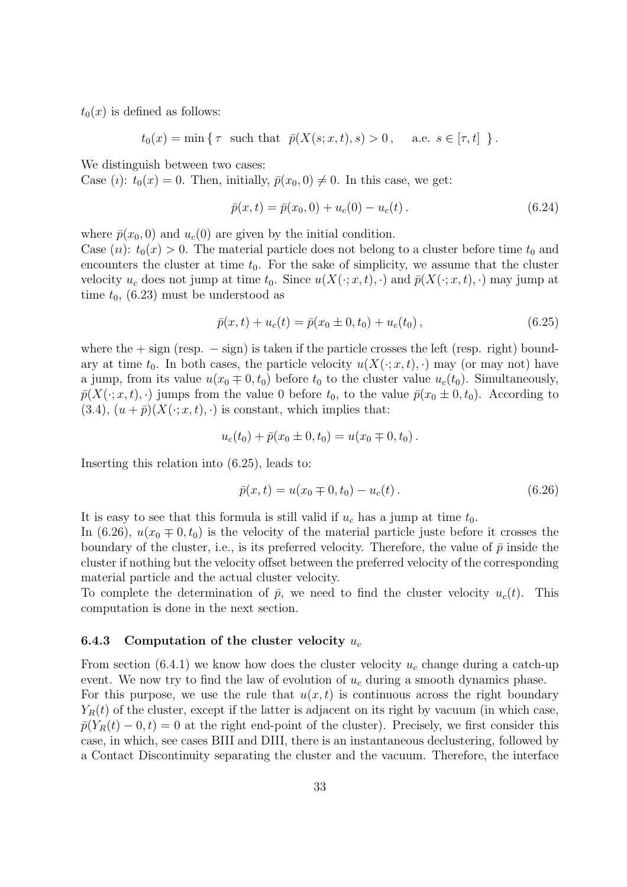$t_0(x)$ is defined as follows:

$$t_0(x) = \min \{ \tau \ \text{ such that } \ \bar{p}(X(s; x, t), s) > 0 \,, \quad \text{a.e. } s \in [\tau, t] \ \} \,.$$

We distinguish between two cases:
Case ($\imath$): $t_0(x) = 0$. Then, initially, $\bar{p}(x_0, 0) \neq 0$. In this case, we get:

$$\bar{p}(x, t) = \bar{p}(x_0, 0) + u_c(0) - u_c(t) \,. \tag{6.24}$$

where $\bar{p}(x_0, 0)$ and $u_c(0)$ are given by the initial condition.
Case ($\imath\imath$): $t_0(x) > 0$. The material particle does not belong to a cluster before time $t_0$ and encounters the cluster at time $t_0$. For the sake of simplicity, we assume that the cluster velocity $u_c$ does not jump at time $t_0$. Since $u(X(\cdot; x, t), \cdot)$ and $\bar{p}(X(\cdot; x, t), \cdot)$ may jump at time $t_0$, (6.23) must be understood as

$$\bar{p}(x, t) + u_c(t) = \bar{p}(x_0 \pm 0, t_0) + u_c(t_0) \,, \tag{6.25}$$

where the + sign (resp. − sign) is taken if the particle crosses the left (resp. right) boundary at time $t_0$. In both cases, the particle velocity $u(X(\cdot; x, t), \cdot)$ may (or may not) have a jump, from its value $u(x_0 \mp 0, t_0)$ before $t_0$ to the cluster value $u_c(t_0)$. Simultaneously, $\bar{p}(X(\cdot; x, t), \cdot)$ jumps from the value 0 before $t_0$, to the value $\bar{p}(x_0 \pm 0, t_0)$. According to (3.4), $(u + \bar{p})(X(\cdot; x, t), \cdot)$ is constant, which implies that:

$$u_c(t_0) + \bar{p}(x_0 \pm 0, t_0) = u(x_0 \mp 0, t_0) \,.$$

Inserting this relation into (6.25), leads to:

$$\bar{p}(x, t) = u(x_0 \mp 0, t_0) - u_c(t) \,. \tag{6.26}$$

It is easy to see that this formula is still valid if $u_c$ has a jump at time $t_0$.
In (6.26), $u(x_0 \mp 0, t_0)$ is the velocity of the material particle juste before it crosses the boundary of the cluster, i.e., is its preferred velocity. Therefore, the value of $\bar{p}$ inside the cluster if nothing but the velocity offset between the preferred velocity of the corresponding material particle and the actual cluster velocity.
To complete the determination of $\bar{p}$, we need to find the cluster velocity $u_c(t)$. This computation is done in the next section.

### 6.4.3 Computation of the cluster velocity $u_c$

From section (6.4.1) we know how does the cluster velocity $u_c$ change during a catch-up event. We now try to find the law of evolution of $u_c$ during a smooth dynamics phase.
For this purpose, we use the rule that $u(x, t)$ is continuous across the right boundary $Y_R(t)$ of the cluster, except if the latter is adjacent on its right by vacuum (in which case, $\bar{p}(Y_R(t) - 0, t) = 0$ at the right end-point of the cluster). Precisely, we first consider this case, in which, see cases BIII and DIII, there is an instantaneous declustering, followed by a Contact Discontinuity separating the cluster and the vacuum. Therefore, the interface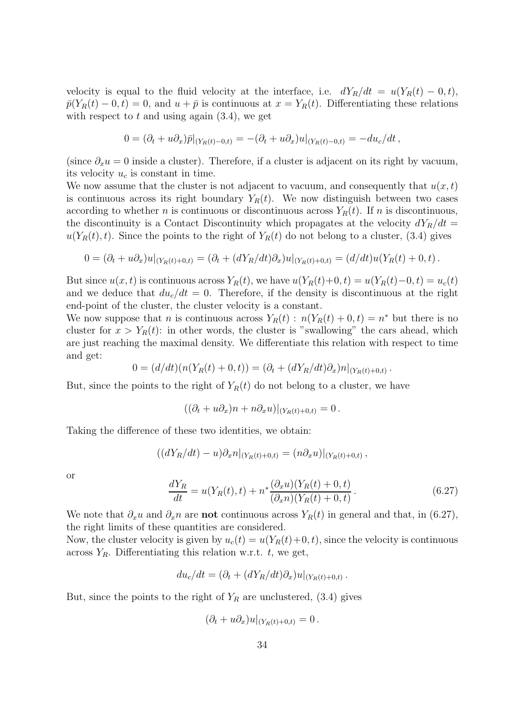velocity is equal to the fluid velocity at the interface, i.e. $dY_R/dt = u(Y_R(t) - 0, t)$, $\bar{p}(Y_R(t) - 0, t) = 0$, and $u + \bar{p}$ is continuous at $x = Y_R(t)$. Differentiating these relations with respect to $t$ and using again (3.4), we get

$$0 = (\partial_t + u\partial_x)\bar{p}|_{(Y_R(t)-0,t)} = -(\partial_t + u\partial_x)u|_{(Y_R(t)-0,t)} = -du_c/dt\,,$$

(since $\partial_x u = 0$ inside a cluster). Therefore, if a cluster is adjacent on its right by vacuum, its velocity $u_c$ is constant in time.

We now assume that the cluster is not adjacent to vacuum, and consequently that $u(x,t)$ is continuous across its right boundary $Y_R(t)$. We now distinguish between two cases according to whether $n$ is continuous or discontinuous across $Y_R(t)$. If $n$ is discontinuous, the discontinuity is a Contact Discontinuity which propagates at the velocity $dY_R/dt = u(Y_R(t), t)$. Since the points to the right of $Y_R(t)$ do not belong to a cluster, (3.4) gives

$$0 = (\partial_t + u\partial_x)u|_{(Y_R(t)+0,t)} = (\partial_t + (dY_R/dt)\partial_x)u|_{(Y_R(t)+0,t)} = (d/dt)u(Y_R(t) + 0, t)\,.$$

But since $u(x,t)$ is continuous across $Y_R(t)$, we have $u(Y_R(t)+0, t) = u(Y_R(t)-0, t) = u_c(t)$ and we deduce that $du_c/dt = 0$. Therefore, if the density is discontinuous at the right end-point of the cluster, the cluster velocity is a constant.

We now suppose that $n$ is continuous across $Y_R(t)$ : $n(Y_R(t) + 0, t) = n^*$ but there is no cluster for $x > Y_R(t)$: in other words, the cluster is "swallowing" the cars ahead, which are just reaching the maximal density. We differentiate this relation with respect to time and get:

$$0 = (d/dt)(n(Y_R(t) + 0, t)) = (\partial_t + (dY_R/dt)\partial_x)n|_{(Y_R(t)+0,t)}\,.$$

But, since the points to the right of $Y_R(t)$ do not belong to a cluster, we have

$$((\partial_t + u\partial_x)n + n\partial_x u)|_{(Y_R(t)+0,t)} = 0\,.$$

Taking the difference of these two identities, we obtain:

$$((dY_R/dt) - u)\partial_x n|_{(Y_R(t)+0,t)} = (n\partial_x u)|_{(Y_R(t)+0,t)}\,,$$

or

$$\frac{dY_R}{dt} = u(Y_R(t), t) + n^* \frac{(\partial_x u)(Y_R(t) + 0, t)}{(\partial_x n)(Y_R(t) + 0, t)}\,. \tag{6.27}$$

We note that $\partial_x u$ and $\partial_x n$ are **not** continuous across $Y_R(t)$ in general and that, in (6.27), the right limits of these quantities are considered.

Now, the cluster velocity is given by $u_c(t) = u(Y_R(t)+0, t)$, since the velocity is continuous across $Y_R$. Differentiating this relation w.r.t. $t$, we get,

$$du_c/dt = (\partial_t + (dY_R/dt)\partial_x)u|_{(Y_R(t)+0,t)}\,.$$

But, since the points to the right of $Y_R$ are unclustered, (3.4) gives

$$(\partial_t + u\partial_x)u|_{(Y_R(t)+0,t)} = 0\,.$$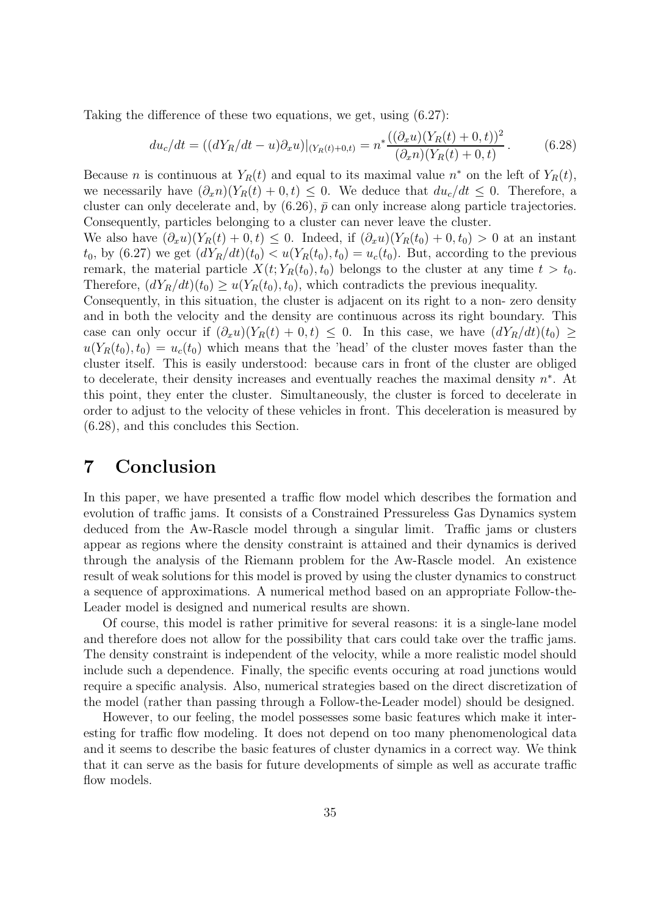Taking the difference of these two equations, we get, using (6.27):

$$du_c/dt = ((dY_R/dt - u)\partial_x u)|_{(Y_R(t)+0,t)} = n^* \frac{((\partial_x u)(Y_R(t)+0,t))^2}{(\partial_x n)(Y_R(t)+0,t)}\,. \tag{6.28}$$

Because $n$ is continuous at $Y_R(t)$ and equal to its maximal value $n^*$ on the left of $Y_R(t)$, we necessarily have $(\partial_x n)(Y_R(t)+0,t) \leq 0$. We deduce that $du_c/dt \leq 0$. Therefore, a cluster can only decelerate and, by (6.26), $\bar{p}$ can only increase along particle trajectories. Consequently, particles belonging to a cluster can never leave the cluster.

We also have $(\partial_x u)(Y_R(t)+0,t) \leq 0$. Indeed, if $(\partial_x u)(Y_R(t_0)+0,t_0) > 0$ at an instant $t_0$, by (6.27) we get $(dY_R/dt)(t_0) < u(Y_R(t_0),t_0) = u_c(t_0)$. But, according to the previous remark, the material particle $X(t; Y_R(t_0), t_0)$ belongs to the cluster at any time $t > t_0$. Therefore, $(dY_R/dt)(t_0) \geq u(Y_R(t_0),t_0)$, which contradicts the previous inequality.

Consequently, in this situation, the cluster is adjacent on its right to a non- zero density and in both the velocity and the density are continuous across its right boundary. This case can only occur if $(\partial_x u)(Y_R(t)+0,t) \leq 0$. In this case, we have $(dY_R/dt)(t_0) \geq u(Y_R(t_0),t_0) = u_c(t_0)$ which means that the 'head' of the cluster moves faster than the cluster itself. This is easily understood: because cars in front of the cluster are obliged to decelerate, their density increases and eventually reaches the maximal density $n^*$. At this point, they enter the cluster. Simultaneously, the cluster is forced to decelerate in order to adjust to the velocity of these vehicles in front. This deceleration is measured by (6.28), and this concludes this Section.

# 7 Conclusion

In this paper, we have presented a traffic flow model which describes the formation and evolution of traffic jams. It consists of a Constrained Pressureless Gas Dynamics system deduced from the Aw-Rascle model through a singular limit. Traffic jams or clusters appear as regions where the density constraint is attained and their dynamics is derived through the analysis of the Riemann problem for the Aw-Rascle model. An existence result of weak solutions for this model is proved by using the cluster dynamics to construct a sequence of approximations. A numerical method based on an appropriate Follow-the-Leader model is designed and numerical results are shown.

Of course, this model is rather primitive for several reasons: it is a single-lane model and therefore does not allow for the possibility that cars could take over the traffic jams. The density constraint is independent of the velocity, while a more realistic model should include such a dependence. Finally, the specific events occuring at road junctions would require a specific analysis. Also, numerical strategies based on the direct discretization of the model (rather than passing through a Follow-the-Leader model) should be designed.

However, to our feeling, the model possesses some basic features which make it interesting for traffic flow modeling. It does not depend on too many phenomenological data and it seems to describe the basic features of cluster dynamics in a correct way. We think that it can serve as the basis for future developments of simple as well as accurate traffic flow models.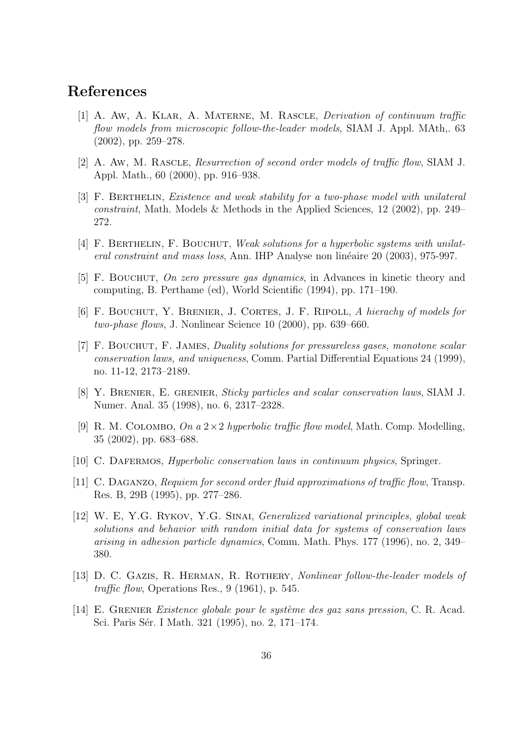## References

[1] A. Aw, A. Klar, A. Materne, M. Rascle, *Derivation of continuum traffic flow models from microscopic follow-the-leader models*, SIAM J. Appl. MAth,. 63 (2002), pp. 259–278.

[2] A. Aw, M. Rascle, *Resurrection of second order models of traffic flow*, SIAM J. Appl. Math., 60 (2000), pp. 916–938.

[3] F. Berthelin, *Existence and weak stability for a two-phase model with unilateral constraint*, Math. Models & Methods in the Applied Sciences, 12 (2002), pp. 249–272.

[4] F. Berthelin, F. Bouchut, *Weak solutions for a hyperbolic systems with unilateral constraint and mass loss*, Ann. IHP Analyse non linéaire 20 (2003), 975-997.

[5] F. Bouchut, *On zero pressure gas dynamics*, in Advances in kinetic theory and computing, B. Perthame (ed), World Scientific (1994), pp. 171–190.

[6] F. Bouchut, Y. Brenier, J. Cortes, J. F. Ripoll, *A hierachy of models for two-phase flows*, J. Nonlinear Science 10 (2000), pp. 639–660.

[7] F. Bouchut, F. James, *Duality solutions for pressureless gases, monotone scalar conservation laws, and uniqueness*, Comm. Partial Differential Equations 24 (1999), no. 11-12, 2173–2189.

[8] Y. Brenier, E. grenier, *Sticky particles and scalar conservation laws*, SIAM J. Numer. Anal. 35 (1998), no. 6, 2317–2328.

[9] R. M. Colombo, *On a* $2\times2$ *hyperbolic traffic flow model*, Math. Comp. Modelling, 35 (2002), pp. 683–688.

[10] C. Dafermos, *Hyperbolic conservation laws in continuum physics*, Springer.

[11] C. Daganzo, *Requiem for second order fluid approximations of traffic flow*, Transp. Res. B, 29B (1995), pp. 277–286.

[12] W. E, Y.G. Rykov, Y.G. Sinai, *Generalized variational principles, global weak solutions and behavior with random initial data for systems of conservation laws arising in adhesion particle dynamics*, Comm. Math. Phys. 177 (1996), no. 2, 349–380.

[13] D. C. Gazis, R. Herman, R. Rothery, *Nonlinear follow-the-leader models of traffic flow*, Operations Res., 9 (1961), p. 545.

[14] E. Grenier *Existence globale pour le système des gaz sans pression*, C. R. Acad. Sci. Paris Sér. I Math. 321 (1995), no. 2, 171–174.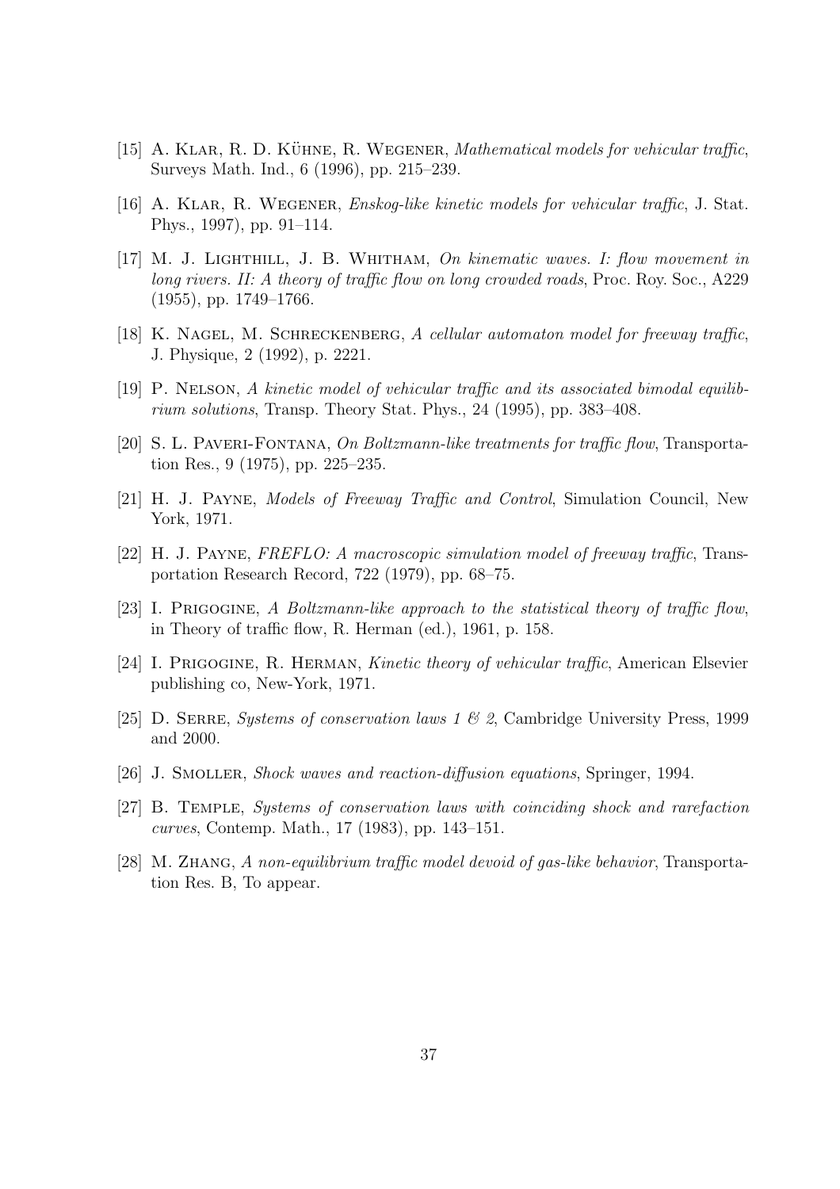[15] A. Klar, R. D. Kühne, R. Wegener, *Mathematical models for vehicular traffic*, Surveys Math. Ind., 6 (1996), pp. 215–239.

[16] A. Klar, R. Wegener, *Enskog-like kinetic models for vehicular traffic*, J. Stat. Phys., 1997), pp. 91–114.

[17] M. J. Lighthill, J. B. Whitham, *On kinematic waves. I: flow movement in long rivers. II: A theory of traffic flow on long crowded roads*, Proc. Roy. Soc., A229 (1955), pp. 1749–1766.

[18] K. Nagel, M. Schreckenberg, *A cellular automaton model for freeway traffic*, J. Physique, 2 (1992), p. 2221.

[19] P. Nelson, *A kinetic model of vehicular traffic and its associated bimodal equilibrium solutions*, Transp. Theory Stat. Phys., 24 (1995), pp. 383–408.

[20] S. L. Paveri-Fontana, *On Boltzmann-like treatments for traffic flow*, Transportation Res., 9 (1975), pp. 225–235.

[21] H. J. Payne, *Models of Freeway Traffic and Control*, Simulation Council, New York, 1971.

[22] H. J. Payne, *FREFLO: A macroscopic simulation model of freeway traffic*, Transportation Research Record, 722 (1979), pp. 68–75.

[23] I. Prigogine, *A Boltzmann-like approach to the statistical theory of traffic flow*, in Theory of traffic flow, R. Herman (ed.), 1961, p. 158.

[24] I. Prigogine, R. Herman, *Kinetic theory of vehicular traffic*, American Elsevier publishing co, New-York, 1971.

[25] D. Serre, *Systems of conservation laws 1 & 2*, Cambridge University Press, 1999 and 2000.

[26] J. Smoller, *Shock waves and reaction-diffusion equations*, Springer, 1994.

[27] B. Temple, *Systems of conservation laws with coinciding shock and rarefaction curves*, Contemp. Math., 17 (1983), pp. 143–151.

[28] M. Zhang, *A non-equilibrium traffic model devoid of gas-like behavior*, Transportation Res. B, To appear.